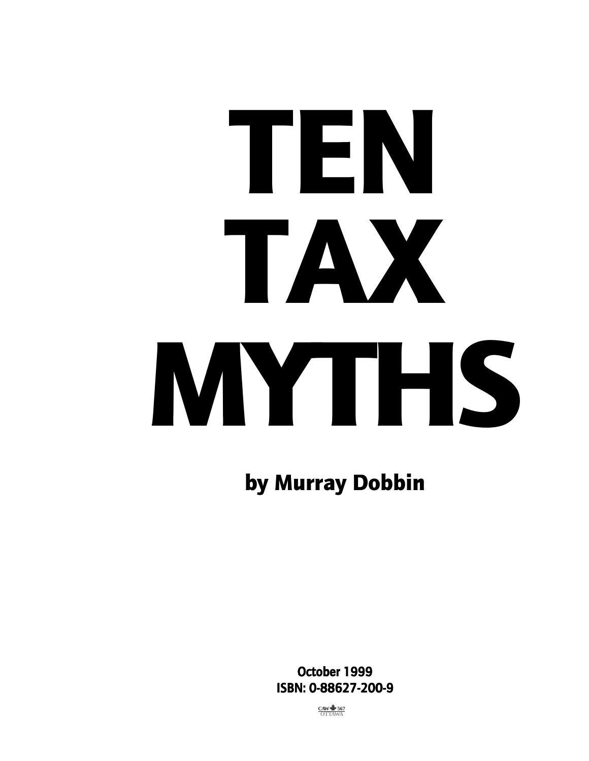# TEN TAX MYTHS

**by Murray Dobbin**

**October 1999**
**ISBN: 0-88627-200-9**

CAW 567 OTTAWA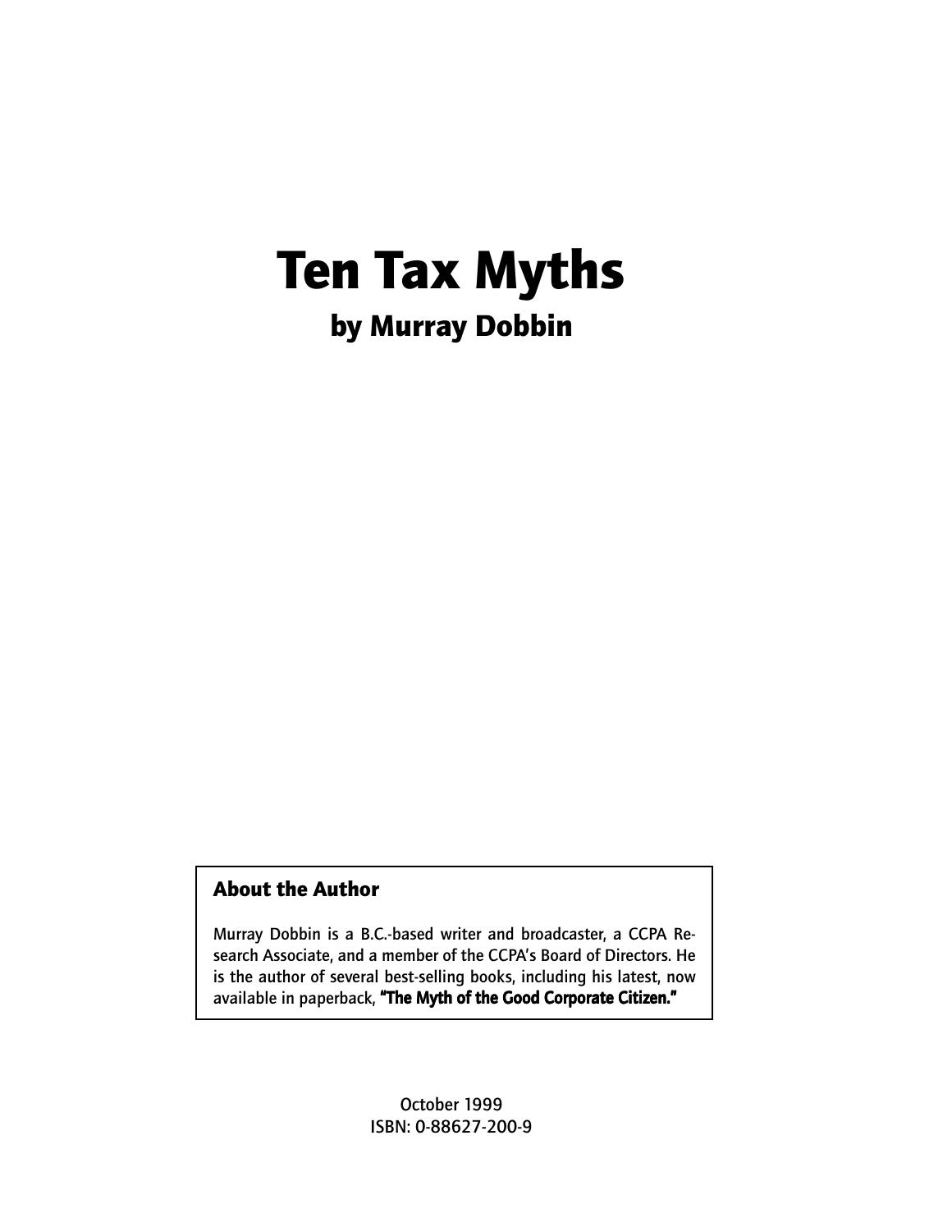# Ten Tax Myths

## by Murray Dobbin

### About the Author

Murray Dobbin is a B.C.-based writer and broadcaster, a CCPA Research Associate, and a member of the CCPA's Board of Directors. He is the author of several best-selling books, including his latest, now available in paperback, **"The Myth of the Good Corporate Citizen."**

October 1999
ISBN: 0-88627-200-9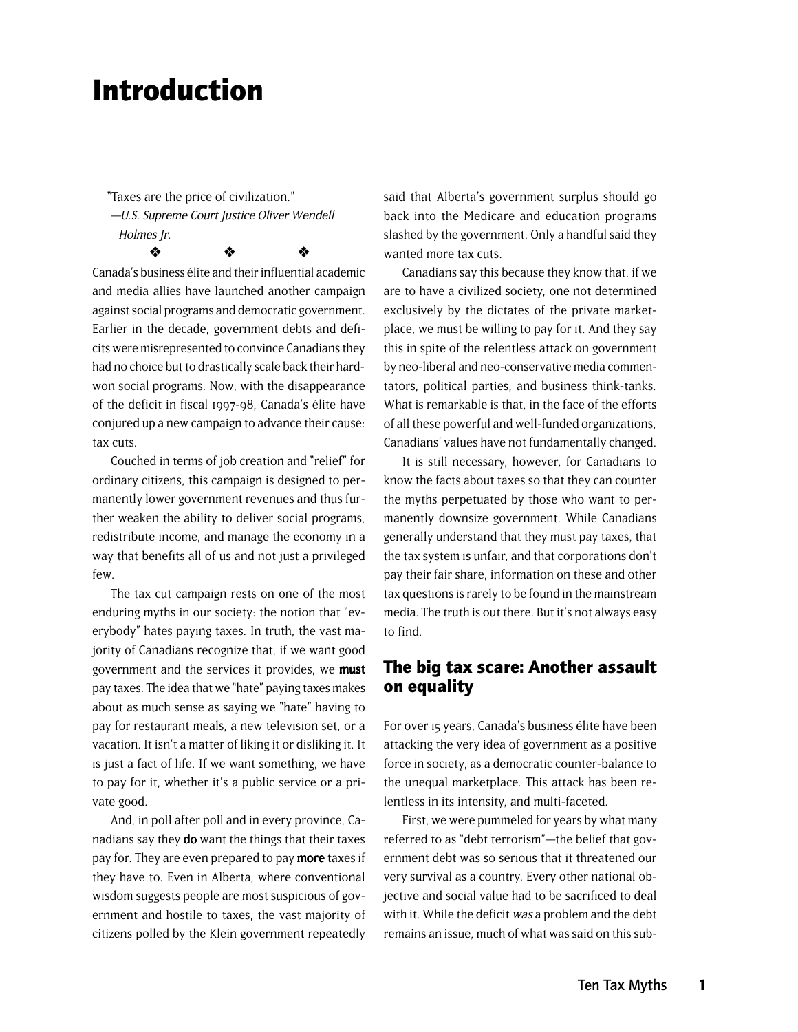# Introduction

"Taxes are the price of civilization."
—*U.S. Supreme Court Justice Oliver Wendell Holmes Jr.*

❖ ❖ ❖

Canada's business élite and their influential academic and media allies have launched another campaign against social programs and democratic government. Earlier in the decade, government debts and deficits were misrepresented to convince Canadians they had no choice but to drastically scale back their hard-won social programs. Now, with the disappearance of the deficit in fiscal 1997-98, Canada's élite have conjured up a new campaign to advance their cause: tax cuts.

Couched in terms of job creation and "relief" for ordinary citizens, this campaign is designed to permanently lower government revenues and thus further weaken the ability to deliver social programs, redistribute income, and manage the economy in a way that benefits all of us and not just a privileged few.

The tax cut campaign rests on one of the most enduring myths in our society: the notion that "everybody" hates paying taxes. In truth, the vast majority of Canadians recognize that, if we want good government and the services it provides, we **must** pay taxes. The idea that we "hate" paying taxes makes about as much sense as saying we "hate" having to pay for restaurant meals, a new television set, or a vacation. It isn't a matter of liking it or disliking it. It is just a fact of life. If we want something, we have to pay for it, whether it's a public service or a private good.

And, in poll after poll and in every province, Canadians say they **do** want the things that their taxes pay for. They are even prepared to pay **more** taxes if they have to. Even in Alberta, where conventional wisdom suggests people are most suspicious of government and hostile to taxes, the vast majority of citizens polled by the Klein government repeatedly said that Alberta's government surplus should go back into the Medicare and education programs slashed by the government. Only a handful said they wanted more tax cuts.

Canadians say this because they know that, if we are to have a civilized society, one not determined exclusively by the dictates of the private marketplace, we must be willing to pay for it. And they say this in spite of the relentless attack on government by neo-liberal and neo-conservative media commentators, political parties, and business think-tanks. What is remarkable is that, in the face of the efforts of all these powerful and well-funded organizations, Canadians' values have not fundamentally changed.

It is still necessary, however, for Canadians to know the facts about taxes so that they can counter the myths perpetuated by those who want to permanently downsize government. While Canadians generally understand that they must pay taxes, that the tax system is unfair, and that corporations don't pay their fair share, information on these and other tax questions is rarely to be found in the mainstream media. The truth is out there. But it's not always easy to find.

## The big tax scare: Another assault on equality

For over 15 years, Canada's business élite have been attacking the very idea of government as a positive force in society, as a democratic counter-balance to the unequal marketplace. This attack has been relentless in its intensity, and multi-faceted.

First, we were pummeled for years by what many referred to as "debt terrorism"—the belief that government debt was so serious that it threatened our very survival as a country. Every other national objective and social value had to be sacrificed to deal with it. While the deficit *was* a problem and the debt remains an issue, much of what was said on this sub-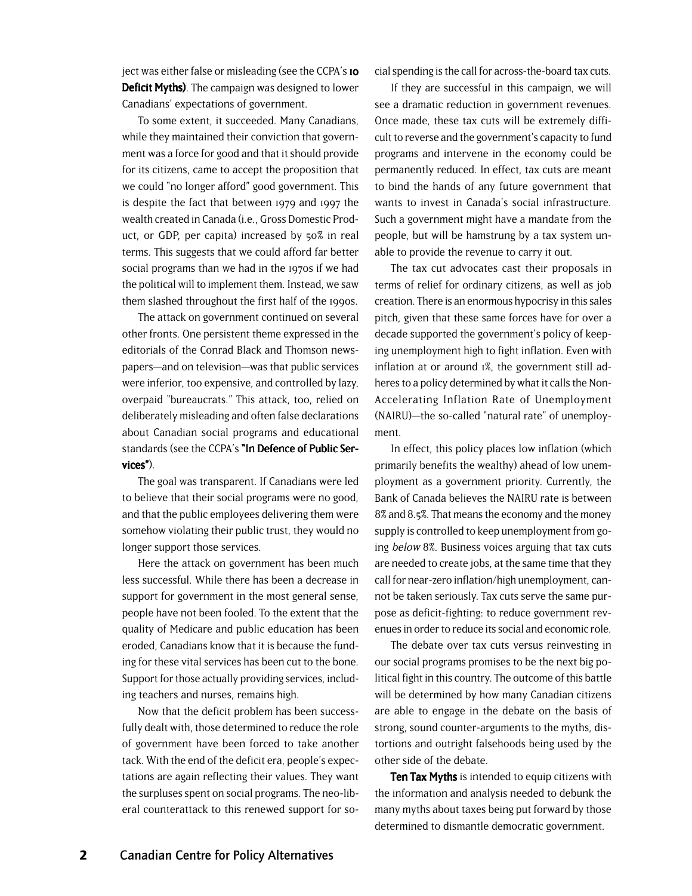ject was either false or misleading (see the CCPA's **10 Deficit Myths)**. The campaign was designed to lower Canadians' expectations of government.

To some extent, it succeeded. Many Canadians, while they maintained their conviction that government was a force for good and that it should provide for its citizens, came to accept the proposition that we could "no longer afford" good government. This is despite the fact that between 1979 and 1997 the wealth created in Canada (i.e., Gross Domestic Product, or GDP, per capita) increased by 50% in real terms. This suggests that we could afford far better social programs than we had in the 1970s if we had the political will to implement them. Instead, we saw them slashed throughout the first half of the 1990s.

The attack on government continued on several other fronts. One persistent theme expressed in the editorials of the Conrad Black and Thomson newspapers—and on television—was that public services were inferior, too expensive, and controlled by lazy, overpaid "bureaucrats." This attack, too, relied on deliberately misleading and often false declarations about Canadian social programs and educational standards (see the CCPA's **"In Defence of Public Services"**).

The goal was transparent. If Canadians were led to believe that their social programs were no good, and that the public employees delivering them were somehow violating their public trust, they would no longer support those services.

Here the attack on government has been much less successful. While there has been a decrease in support for government in the most general sense, people have not been fooled. To the extent that the quality of Medicare and public education has been eroded, Canadians know that it is because the funding for these vital services has been cut to the bone. Support for those actually providing services, including teachers and nurses, remains high.

Now that the deficit problem has been successfully dealt with, those determined to reduce the role of government have been forced to take another tack. With the end of the deficit era, people's expectations are again reflecting their values. They want the surpluses spent on social programs. The neo-liberal counterattack to this renewed support for social spending is the call for across-the-board tax cuts.

If they are successful in this campaign, we will see a dramatic reduction in government revenues. Once made, these tax cuts will be extremely difficult to reverse and the government's capacity to fund programs and intervene in the economy could be permanently reduced. In effect, tax cuts are meant to bind the hands of any future government that wants to invest in Canada's social infrastructure. Such a government might have a mandate from the people, but will be hamstrung by a tax system unable to provide the revenue to carry it out.

The tax cut advocates cast their proposals in terms of relief for ordinary citizens, as well as job creation. There is an enormous hypocrisy in this sales pitch, given that these same forces have for over a decade supported the government's policy of keeping unemployment high to fight inflation. Even with inflation at or around 1%, the government still adheres to a policy determined by what it calls the Non-Accelerating Inflation Rate of Unemployment (NAIRU)—the so-called "natural rate" of unemployment.

In effect, this policy places low inflation (which primarily benefits the wealthy) ahead of low unemployment as a government priority. Currently, the Bank of Canada believes the NAIRU rate is between 8% and 8.5%. That means the economy and the money supply is controlled to keep unemployment from going *below* 8%. Business voices arguing that tax cuts are needed to create jobs, at the same time that they call for near-zero inflation/high unemployment, cannot be taken seriously. Tax cuts serve the same purpose as deficit-fighting: to reduce government revenues in order to reduce its social and economic role.

The debate over tax cuts versus reinvesting in our social programs promises to be the next big political fight in this country. The outcome of this battle will be determined by how many Canadian citizens are able to engage in the debate on the basis of strong, sound counter-arguments to the myths, distortions and outright falsehoods being used by the other side of the debate.

**Ten Tax Myths** is intended to equip citizens with the information and analysis needed to debunk the many myths about taxes being put forward by those determined to dismantle democratic government.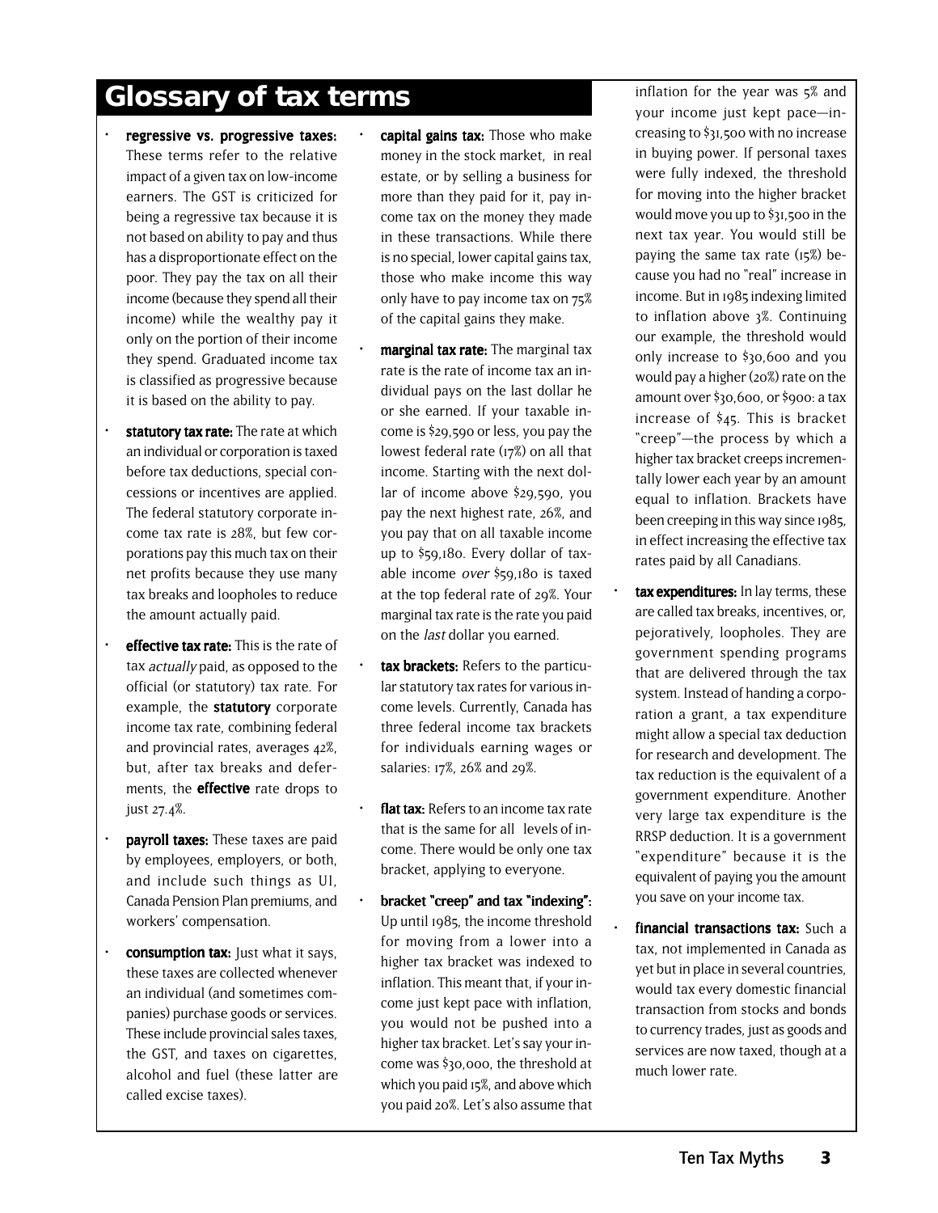# Glossary of tax terms

- **regressive vs. progressive taxes:** These terms refer to the relative impact of a given tax on low-income earners. The GST is criticized for being a regressive tax because it is not based on ability to pay and thus has a disproportionate effect on the poor. They pay the tax on all their income (because they spend all their income) while the wealthy pay it only on the portion of their income they spend. Graduated income tax is classified as progressive because it is based on the ability to pay.
- **statutory tax rate:** The rate at which an individual or corporation is taxed before tax deductions, special concessions or incentives are applied. The federal statutory corporate income tax rate is 28%, but few corporations pay this much tax on their net profits because they use many tax breaks and loopholes to reduce the amount actually paid.
- **effective tax rate:** This is the rate of tax *actually* paid, as opposed to the official (or statutory) tax rate. For example, the **statutory** corporate income tax rate, combining federal and provincial rates, averages 42%, but, after tax breaks and deferments, the **effective** rate drops to just 27.4%.
- **payroll taxes:** These taxes are paid by employees, employers, or both, and include such things as UI, Canada Pension Plan premiums, and workers' compensation.
- **consumption tax:** Just what it says, these taxes are collected whenever an individual (and sometimes companies) purchase goods or services. These include provincial sales taxes, the GST, and taxes on cigarettes, alcohol and fuel (these latter are called excise taxes).
- **capital gains tax:** Those who make money in the stock market, in real estate, or by selling a business for more than they paid for it, pay income tax on the money they made in these transactions. While there is no special, lower capital gains tax, those who make income this way only have to pay income tax on 75% of the capital gains they make.
- **marginal tax rate:** The marginal tax rate is the rate of income tax an individual pays on the last dollar he or she earned. If your taxable income is $29,590 or less, you pay the lowest federal rate (17%) on all that income. Starting with the next dollar of income above $29,590, you pay the next highest rate, 26%, and you pay that on all taxable income up to $59,180. Every dollar of taxable income *over* $59,180 is taxed at the top federal rate of 29%. Your marginal tax rate is the rate you paid on the *last* dollar you earned.
- **tax brackets:** Refers to the particular statutory tax rates for various income levels. Currently, Canada has three federal income tax brackets for individuals earning wages or salaries: 17%, 26% and 29%.
- **flat tax:** Refers to an income tax rate that is the same for all levels of income. There would be only one tax bracket, applying to everyone.
- **bracket "creep" and tax "indexing":** Up until 1985, the income threshold for moving from a lower into a higher tax bracket was indexed to inflation. This meant that, if your income just kept pace with inflation, you would not be pushed into a higher tax bracket. Let's say your income was $30,000, the threshold at which you paid 15%, and above which you paid 20%. Let's also assume that inflation for the year was 5% and your income just kept pace—increasing to $31,500 with no increase in buying power. If personal taxes were fully indexed, the threshold for moving into the higher bracket would move you up to $31,500 in the next tax year. You would still be paying the same tax rate (15%) because you had no "real" increase in income. But in 1985 indexing limited to inflation above 3%. Continuing our example, the threshold would only increase to $30,600 and you would pay a higher (20%) rate on the amount over $30,600, or $900: a tax increase of $45. This is bracket "creep"—the process by which a higher tax bracket creeps incrementally lower each year by an amount equal to inflation. Brackets have been creeping in this way since 1985, in effect increasing the effective tax rates paid by all Canadians.
- **tax expenditures:** In lay terms, these are called tax breaks, incentives, or, pejoratively, loopholes. They are government spending programs that are delivered through the tax system. Instead of handing a corporation a grant, a tax expenditure might allow a special tax deduction for research and development. The tax reduction is the equivalent of a government expenditure. Another very large tax expenditure is the RRSP deduction. It is a government "expenditure" because it is the equivalent of paying you the amount you save on your income tax.
- **financial transactions tax:** Such a tax, not implemented in Canada as yet but in place in several countries, would tax every domestic financial transaction from stocks and bonds to currency trades, just as goods and services are now taxed, though at a much lower rate.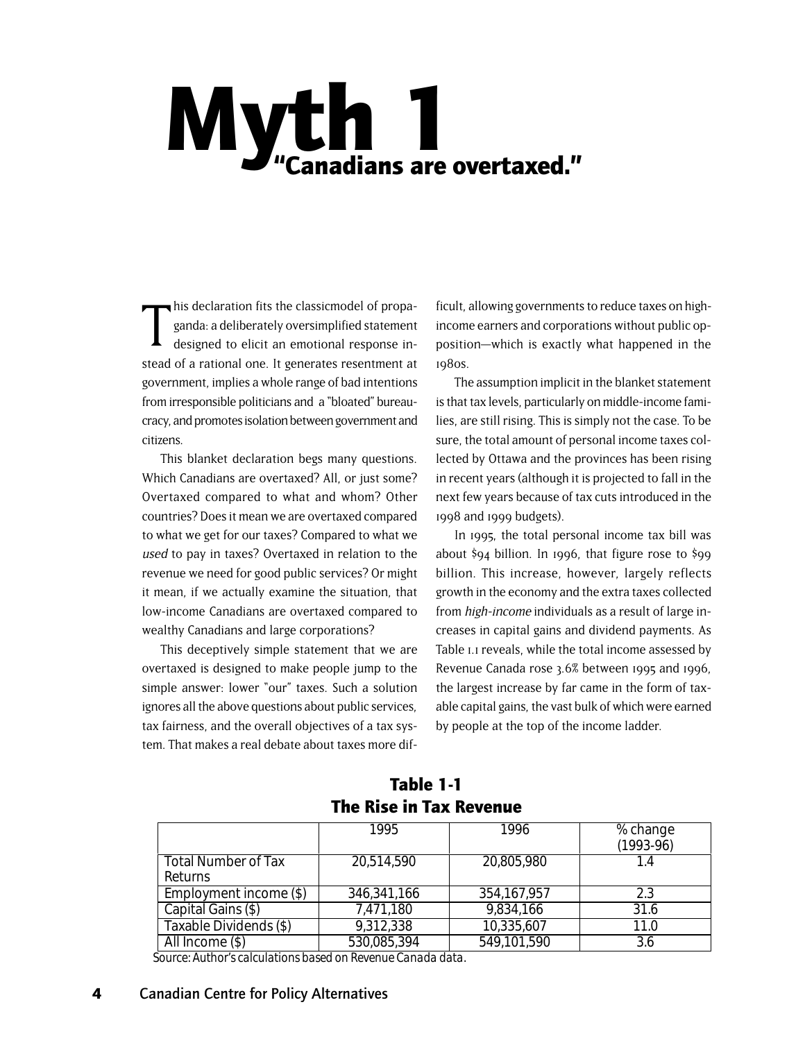# Myth 1

## "Canadians are overtaxed."

This declaration fits the classicmodel of propaganda: a deliberately oversimplified statement designed to elicit an emotional response instead of a rational one. It generates resentment at government, implies a whole range of bad intentions from irresponsible politicians and a "bloated" bureaucracy, and promotes isolation between government and citizens.

This blanket declaration begs many questions. Which Canadians are overtaxed? All, or just some? Overtaxed compared to what and whom? Other countries? Does it mean we are overtaxed compared to what we get for our taxes? Compared to what we *used* to pay in taxes? Overtaxed in relation to the revenue we need for good public services? Or might it mean, if we actually examine the situation, that low-income Canadians are overtaxed compared to wealthy Canadians and large corporations?

This deceptively simple statement that we are overtaxed is designed to make people jump to the simple answer: lower "our" taxes. Such a solution ignores all the above questions about public services, tax fairness, and the overall objectives of a tax system. That makes a real debate about taxes more difficult, allowing governments to reduce taxes on high-income earners and corporations without public opposition—which is exactly what happened in the 1980s.

The assumption implicit in the blanket statement is that tax levels, particularly on middle-income families, are still rising. This is simply not the case. To be sure, the total amount of personal income taxes collected by Ottawa and the provinces has been rising in recent years (although it is projected to fall in the next few years because of tax cuts introduced in the 1998 and 1999 budgets).

In 1995, the total personal income tax bill was about $94 billion. In 1996, that figure rose to $99 billion. This increase, however, largely reflects growth in the economy and the extra taxes collected from *high-income* individuals as a result of large increases in capital gains and dividend payments. As Table 1.1 reveals, while the total income assessed by Revenue Canada rose 3.6% between 1995 and 1996, the largest increase by far came in the form of taxable capital gains, the vast bulk of which were earned by people at the top of the income ladder.

**Table 1-1**
**The Rise in Tax Revenue**

| | 1995 | 1996 | % change (1993-96) |
|---|---|---|---|
| Total Number of Tax Returns | 20,514,590 | 20,805,980 | 1.4 |
| Employment income ($) | 346,341,166 | 354,167,957 | 2.3 |
| Capital Gains ($) | 7,471,180 | 9,834,166 | 31.6 |
| Taxable Dividends ($) | 9,312,338 | 10,335,607 | 11.0 |
| All Income ($) | 530,085,394 | 549,101,590 | 3.6 |

Source: Author's calculations based on Revenue Canada data.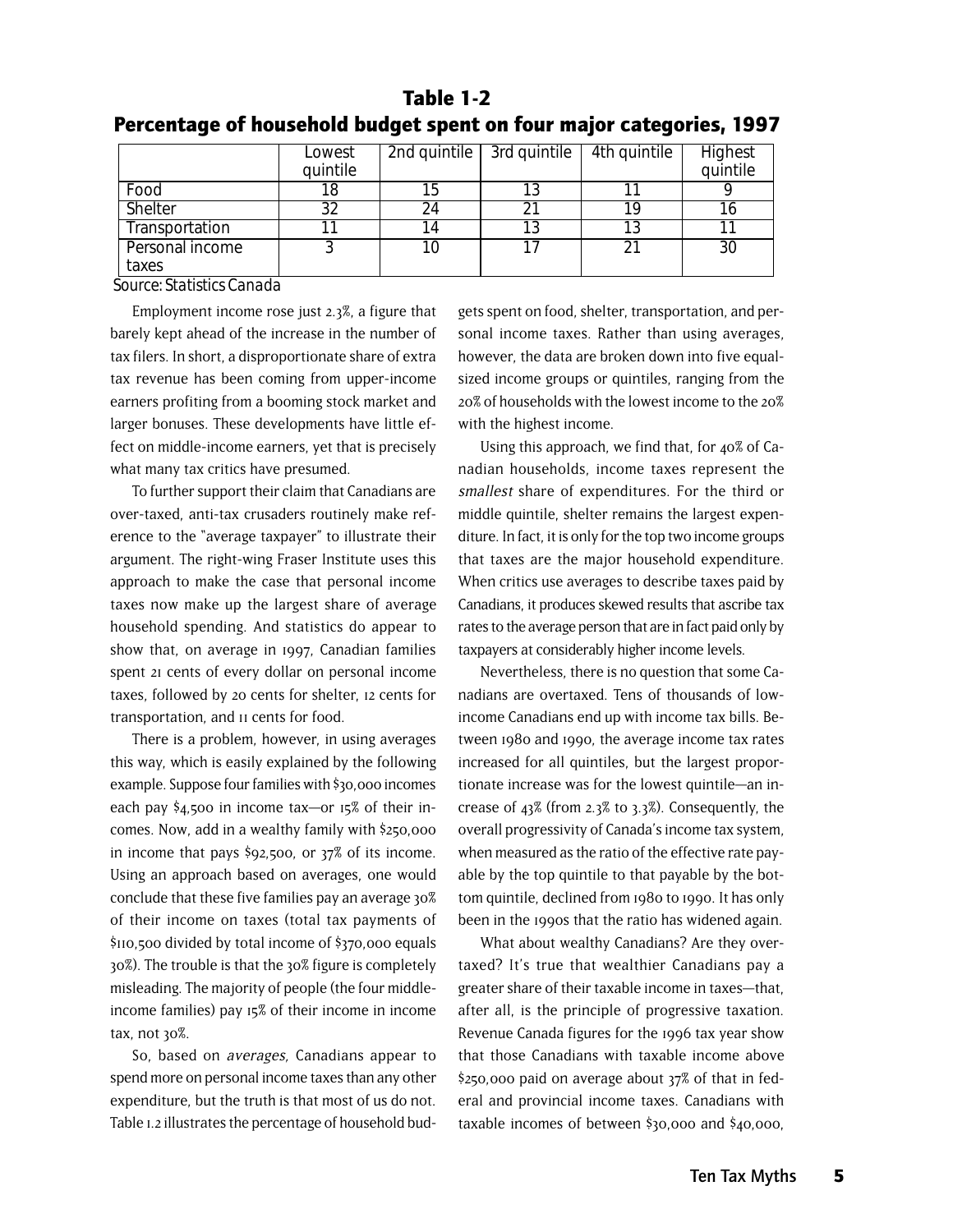**Table 1-2**
**Percentage of household budget spent on four major categories, 1997**

| | Lowest quintile | 2nd quintile | 3rd quintile | 4th quintile | Highest quintile |
|---|---|---|---|---|---|
| Food | 18 | 15 | 13 | 11 | 9 |
| Shelter | 32 | 24 | 21 | 19 | 16 |
| Transportation | 11 | 14 | 13 | 13 | 11 |
| Personal income taxes | 3 | 10 | 17 | 21 | 30 |

Source: Statistics Canada

Employment income rose just 2.3%, a figure that barely kept ahead of the increase in the number of tax filers. In short, a disproportionate share of extra tax revenue has been coming from upper-income earners profiting from a booming stock market and larger bonuses. These developments have little effect on middle-income earners, yet that is precisely what many tax critics have presumed.

To further support their claim that Canadians are over-taxed, anti-tax crusaders routinely make reference to the "average taxpayer" to illustrate their argument. The right-wing Fraser Institute uses this approach to make the case that personal income taxes now make up the largest share of average household spending. And statistics do appear to show that, on average in 1997, Canadian families spent 21 cents of every dollar on personal income taxes, followed by 20 cents for shelter, 12 cents for transportation, and 11 cents for food.

There is a problem, however, in using averages this way, which is easily explained by the following example. Suppose four families with $30,000 incomes each pay $4,500 in income tax—or 15% of their incomes. Now, add in a wealthy family with $250,000 in income that pays $92,500, or 37% of its income. Using an approach based on averages, one would conclude that these five families pay an average 30% of their income on taxes (total tax payments of $110,500 divided by total income of $370,000 equals 30%). The trouble is that the 30% figure is completely misleading. The majority of people (the four middle-income families) pay 15% of their income in income tax, not 30%.

So, based on *averages,* Canadians appear to spend more on personal income taxes than any other expenditure, but the truth is that most of us do not. Table 1.2 illustrates the percentage of household budgets spent on food, shelter, transportation, and personal income taxes. Rather than using averages, however, the data are broken down into five equal-sized income groups or quintiles, ranging from the 20% of households with the lowest income to the 20% with the highest income.

Using this approach, we find that, for 40% of Canadian households, income taxes represent the *smallest* share of expenditures. For the third or middle quintile, shelter remains the largest expenditure. In fact, it is only for the top two income groups that taxes are the major household expenditure. When critics use averages to describe taxes paid by Canadians, it produces skewed results that ascribe tax rates to the average person that are in fact paid only by taxpayers at considerably higher income levels.

Nevertheless, there is no question that some Canadians are overtaxed. Tens of thousands of low-income Canadians end up with income tax bills. Between 1980 and 1990, the average income tax rates increased for all quintiles, but the largest proportionate increase was for the lowest quintile—an increase of 43% (from 2.3% to 3.3%). Consequently, the overall progressivity of Canada's income tax system, when measured as the ratio of the effective rate payable by the top quintile to that payable by the bottom quintile, declined from 1980 to 1990. It has only been in the 1990s that the ratio has widened again.

What about wealthy Canadians? Are they overtaxed? It's true that wealthier Canadians pay a greater share of their taxable income in taxes—that, after all, is the principle of progressive taxation. Revenue Canada figures for the 1996 tax year show that those Canadians with taxable income above $250,000 paid on average about 37% of that in federal and provincial income taxes. Canadians with taxable incomes of between $30,000 and $40,000,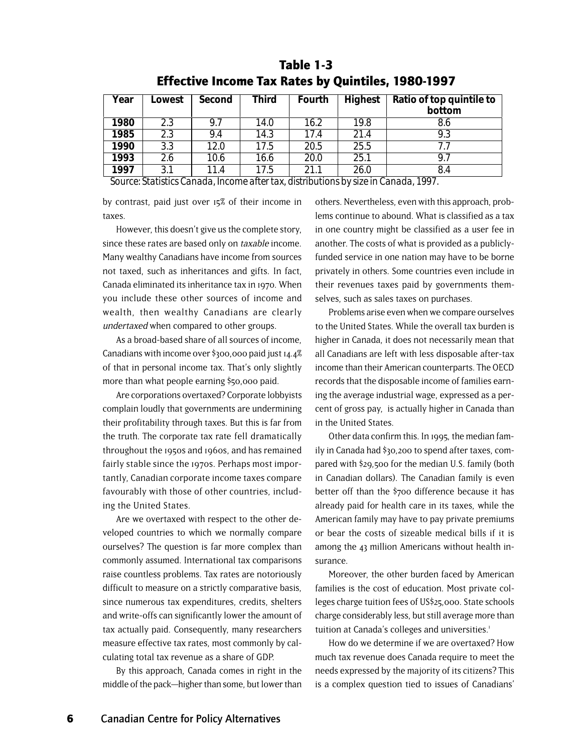**Table 1-3**
**Effective Income Tax Rates by Quintiles, 1980-1997**

| Year | Lowest | Second | Third | Fourth | Highest | Ratio of top quintile to bottom |
|---|---|---|---|---|---|---|
| **1980** | 2.3 | 9.7 | 14.0 | 16.2 | 19.8 | 8.6 |
| **1985** | 2.3 | 9.4 | 14.3 | 17.4 | 21.4 | 9.3 |
| **1990** | 3.3 | 12.0 | 17.5 | 20.5 | 25.5 | 7.7 |
| **1993** | 2.6 | 10.6 | 16.6 | 20.0 | 25.1 | 9.7 |
| **1997** | 3.1 | 11.4 | 17.5 | 21.1 | 26.0 | 8.4 |

Source: Statistics Canada, Income after tax, distributions by size in Canada, 1997.

by contrast, paid just over 15% of their income in taxes.

However, this doesn't give us the complete story, since these rates are based only on *taxable* income. Many wealthy Canadians have income from sources not taxed, such as inheritances and gifts. In fact, Canada eliminated its inheritance tax in 1970. When you include these other sources of income and wealth, then wealthy Canadians are clearly *undertaxed* when compared to other groups.

As a broad-based share of all sources of income, Canadians with income over $300,000 paid just 14.4% of that in personal income tax. That's only slightly more than what people earning $50,000 paid.

Are corporations overtaxed? Corporate lobbyists complain loudly that governments are undermining their profitability through taxes. But this is far from the truth. The corporate tax rate fell dramatically throughout the 1950s and 1960s, and has remained fairly stable since the 1970s. Perhaps most importantly, Canadian corporate income taxes compare favourably with those of other countries, including the United States.

Are we overtaxed with respect to the other developed countries to which we normally compare ourselves? The question is far more complex than commonly assumed. International tax comparisons raise countless problems. Tax rates are notoriously difficult to measure on a strictly comparative basis, since numerous tax expenditures, credits, shelters and write-offs can significantly lower the amount of tax actually paid. Consequently, many researchers measure effective tax rates, most commonly by calculating total tax revenue as a share of GDP.

By this approach, Canada comes in right in the middle of the pack—higher than some, but lower than others. Nevertheless, even with this approach, problems continue to abound. What is classified as a tax in one country might be classified as a user fee in another. The costs of what is provided as a publicly-funded service in one nation may have to be borne privately in others. Some countries even include in their revenues taxes paid by governments themselves, such as sales taxes on purchases.

Problems arise even when we compare ourselves to the United States. While the overall tax burden is higher in Canada, it does not necessarily mean that all Canadians are left with less disposable after-tax income than their American counterparts. The OECD records that the disposable income of families earning the average industrial wage, expressed as a percent of gross pay, is actually higher in Canada than in the United States.

Other data confirm this. In 1995, the median family in Canada had $30,200 to spend after taxes, compared with $29,500 for the median U.S. family (both in Canadian dollars). The Canadian family is even better off than the $700 difference because it has already paid for health care in its taxes, while the American family may have to pay private premiums or bear the costs of sizeable medical bills if it is among the 43 million Americans without health insurance.

Moreover, the other burden faced by American families is the cost of education. Most private colleges charge tuition fees of US$25,000. State schools charge considerably less, but still average more than tuition at Canada's colleges and universities.[1]

How do we determine if we are overtaxed? How much tax revenue does Canada require to meet the needs expressed by the majority of its citizens? This is a complex question tied to issues of Canadians'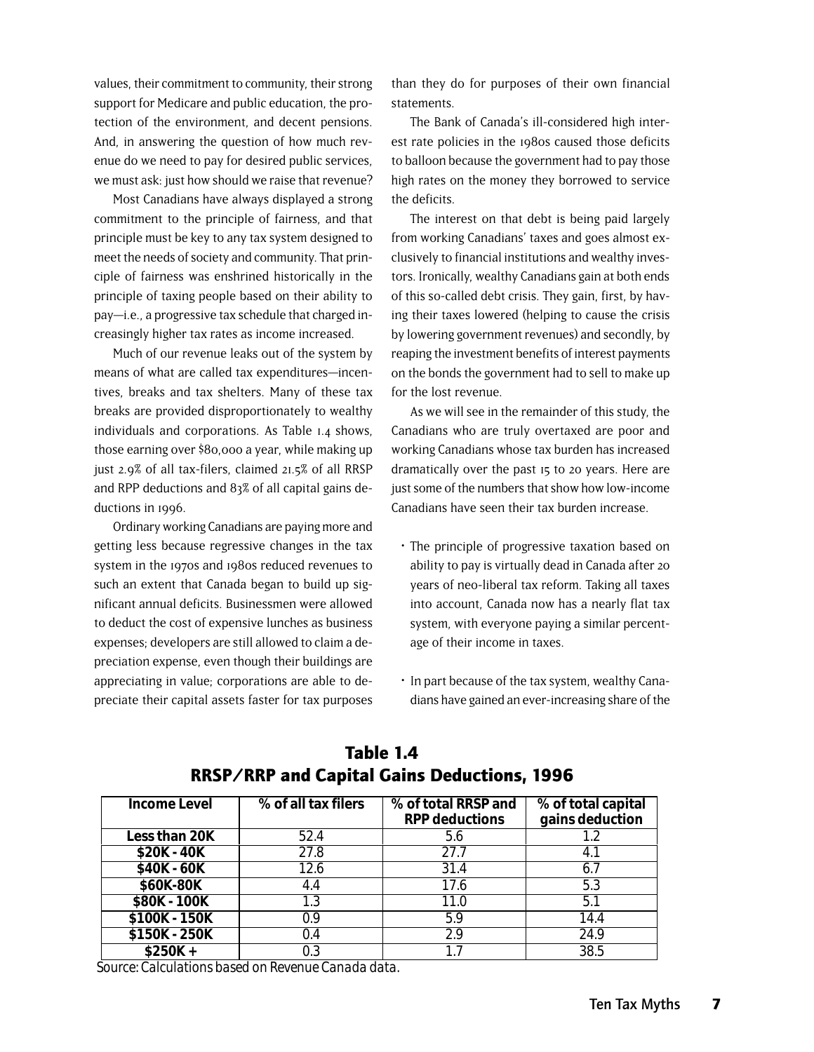values, their commitment to community, their strong support for Medicare and public education, the protection of the environment, and decent pensions. And, in answering the question of how much revenue do we need to pay for desired public services, we must ask: just how should we raise that revenue?

Most Canadians have always displayed a strong commitment to the principle of fairness, and that principle must be key to any tax system designed to meet the needs of society and community. That principle of fairness was enshrined historically in the principle of taxing people based on their ability to pay—i.e., a progressive tax schedule that charged increasingly higher tax rates as income increased.

Much of our revenue leaks out of the system by means of what are called tax expenditures—incentives, breaks and tax shelters. Many of these tax breaks are provided disproportionately to wealthy individuals and corporations. As Table 1.4 shows, those earning over $80,000 a year, while making up just 2.9% of all tax-filers, claimed 21.5% of all RRSP and RPP deductions and 83% of all capital gains deductions in 1996.

Ordinary working Canadians are paying more and getting less because regressive changes in the tax system in the 1970s and 1980s reduced revenues to such an extent that Canada began to build up significant annual deficits. Businessmen were allowed to deduct the cost of expensive lunches as business expenses; developers are still allowed to claim a depreciation expense, even though their buildings are appreciating in value; corporations are able to depreciate their capital assets faster for tax purposes than they do for purposes of their own financial statements.

The Bank of Canada's ill-considered high interest rate policies in the 1980s caused those deficits to balloon because the government had to pay those high rates on the money they borrowed to service the deficits.

The interest on that debt is being paid largely from working Canadians' taxes and goes almost exclusively to financial institutions and wealthy investors. Ironically, wealthy Canadians gain at both ends of this so-called debt crisis. They gain, first, by having their taxes lowered (helping to cause the crisis by lowering government revenues) and secondly, by reaping the investment benefits of interest payments on the bonds the government had to sell to make up for the lost revenue.

As we will see in the remainder of this study, the Canadians who are truly overtaxed are poor and working Canadians whose tax burden has increased dramatically over the past 15 to 20 years. Here are just some of the numbers that show how low-income Canadians have seen their tax burden increase.

- The principle of progressive taxation based on ability to pay is virtually dead in Canada after 20 years of neo-liberal tax reform. Taking all taxes into account, Canada now has a nearly flat tax system, with everyone paying a similar percentage of their income in taxes.
- In part because of the tax system, wealthy Canadians have gained an ever-increasing share of the

**Table 1.4**
**RRSP/RRP and Capital Gains Deductions, 1996**

| Income Level | % of all tax filers | % of total RRSP and RPP deductions | % of total capital gains deduction |
|---|---|---|---|
| Less than 20K | 52.4 | 5.6 | 1.2 |
| $20K - 40K | 27.8 | 27.7 | 4.1 |
| $40K - 60K | 12.6 | 31.4 | 6.7 |
| $60K-80K | 4.4 | 17.6 | 5.3 |
| $80K - 100K | 1.3 | 11.0 | 5.1 |
| $100K - 150K | 0.9 | 5.9 | 14.4 |
| $150K - 250K | 0.4 | 2.9 | 24.9 |
| $250K + | 0.3 | 1.7 | 38.5 |

Source: Calculations based on Revenue Canada data.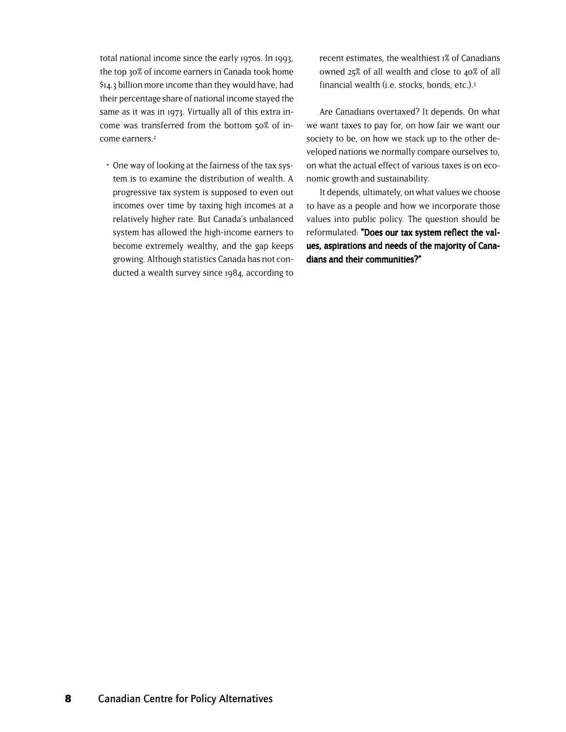total national income since the early 1970s. In 1993, the top 30% of income earners in Canada took home $14.3 billion more income than they would have, had their percentage share of national income stayed the same as it was in 1973. Virtually all of this extra income was transferred from the bottom 50% of income earners.[2]

- One way of looking at the fairness of the tax system is to examine the distribution of wealth. A progressive tax system is supposed to even out incomes over time by taxing high incomes at a relatively higher rate. But Canada's unbalanced system has allowed the high-income earners to become extremely wealthy, and the gap keeps growing. Although statistics Canada has not conducted a wealth survey since 1984, according to recent estimates, the wealthiest 1% of Canadians owned 25% of all wealth and close to 40% of all financial wealth (i.e. stocks, bonds, etc.).[3]

Are Canadians overtaxed? It depends. On what we want taxes to pay for, on how fair we want our society to be, on how we stack up to the other developed nations we normally compare ourselves to, on what the actual effect of various taxes is on economic growth and sustainability.

It depends, ultimately, on what values we choose to have as a people and how we incorporate those values into public policy. The question should be reformulated: **"Does our tax system reflect the values, aspirations and needs of the majority of Canadians and their communities?"**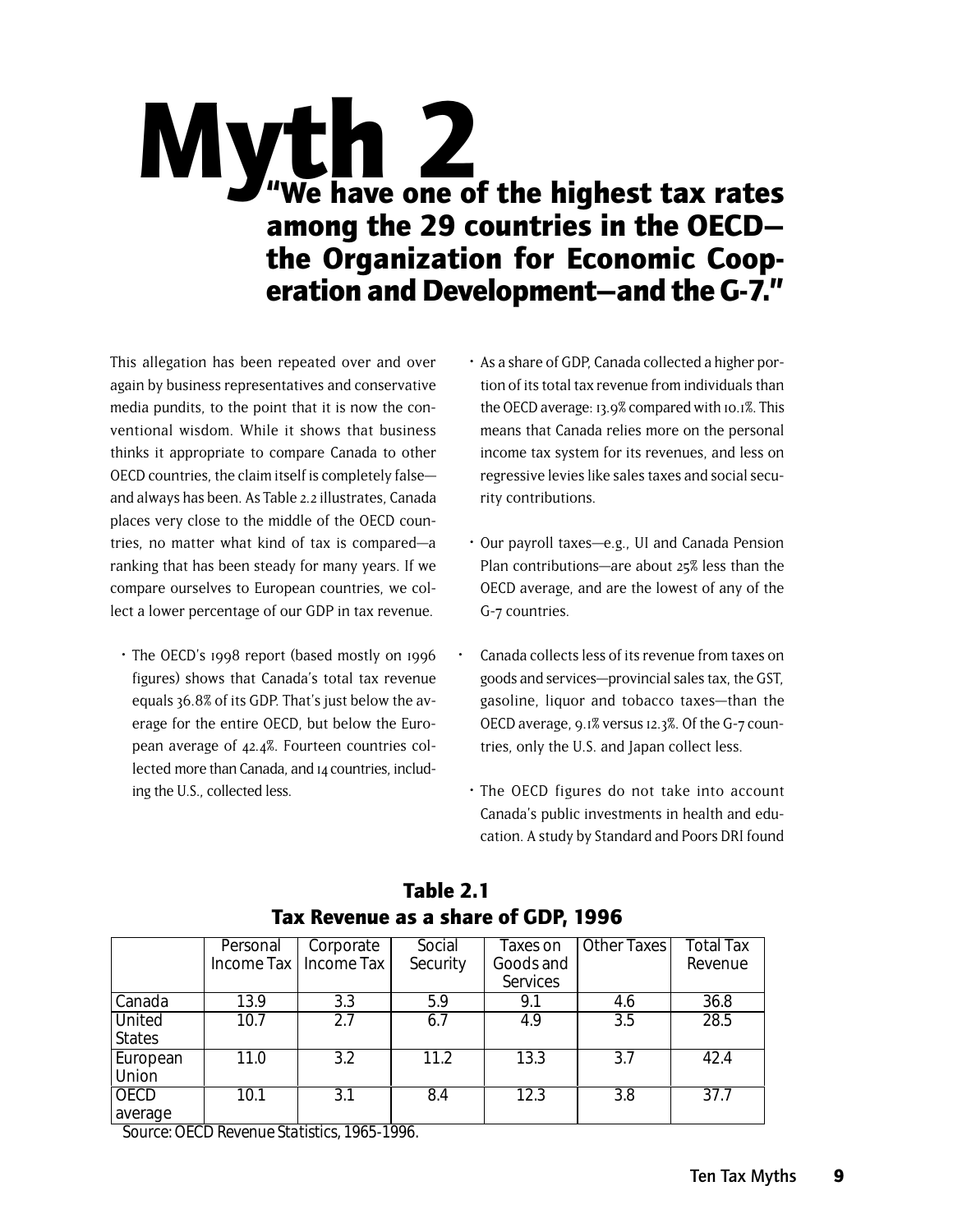# Myth 2 "We have one of the highest tax rates among the 29 countries in the OECD—the Organization for Economic Cooperation and Development—and the G-7."

This allegation has been repeated over and over again by business representatives and conservative media pundits, to the point that it is now the conventional wisdom. While it shows that business thinks it appropriate to compare Canada to other OECD countries, the claim itself is completely false—and always has been. As Table 2.2 illustrates, Canada places very close to the middle of the OECD countries, no matter what kind of tax is compared—a ranking that has been steady for many years. If we compare ourselves to European countries, we collect a lower percentage of our GDP in tax revenue.

- The OECD's 1998 report (based mostly on 1996 figures) shows that Canada's total tax revenue equals 36.8% of its GDP. That's just below the average for the entire OECD, but below the European average of 42.4%. Fourteen countries collected more than Canada, and 14 countries, including the U.S., collected less.
- As a share of GDP, Canada collected a higher portion of its total tax revenue from individuals than the OECD average: 13.9% compared with 10.1%. This means that Canada relies more on the personal income tax system for its revenues, and less on regressive levies like sales taxes and social security contributions.
- Our payroll taxes—e.g., UI and Canada Pension Plan contributions—are about 25% less than the OECD average, and are the lowest of any of the G-7 countries.
- Canada collects less of its revenue from taxes on goods and services—provincial sales tax, the GST, gasoline, liquor and tobacco taxes—than the OECD average, 9.1% versus 12.3%. Of the G-7 countries, only the U.S. and Japan collect less.
- The OECD figures do not take into account Canada's public investments in health and education. A study by Standard and Poors DRI found

**Table 2.1**
**Tax Revenue as a share of GDP, 1996**

| | Personal Income Tax | Corporate Income Tax | Social Security | Taxes on Goods and Services | Other Taxes | Total Tax Revenue |
|---|---|---|---|---|---|---|
| Canada | 13.9 | 3.3 | 5.9 | 9.1 | 4.6 | 36.8 |
| United States | 10.7 | 2.7 | 6.7 | 4.9 | 3.5 | 28.5 |
| European Union | 11.0 | 3.2 | 11.2 | 13.3 | 3.7 | 42.4 |
| OECD average | 10.1 | 3.1 | 8.4 | 12.3 | 3.8 | 37.7 |

Source: OECD Revenue Statistics, 1965-1996.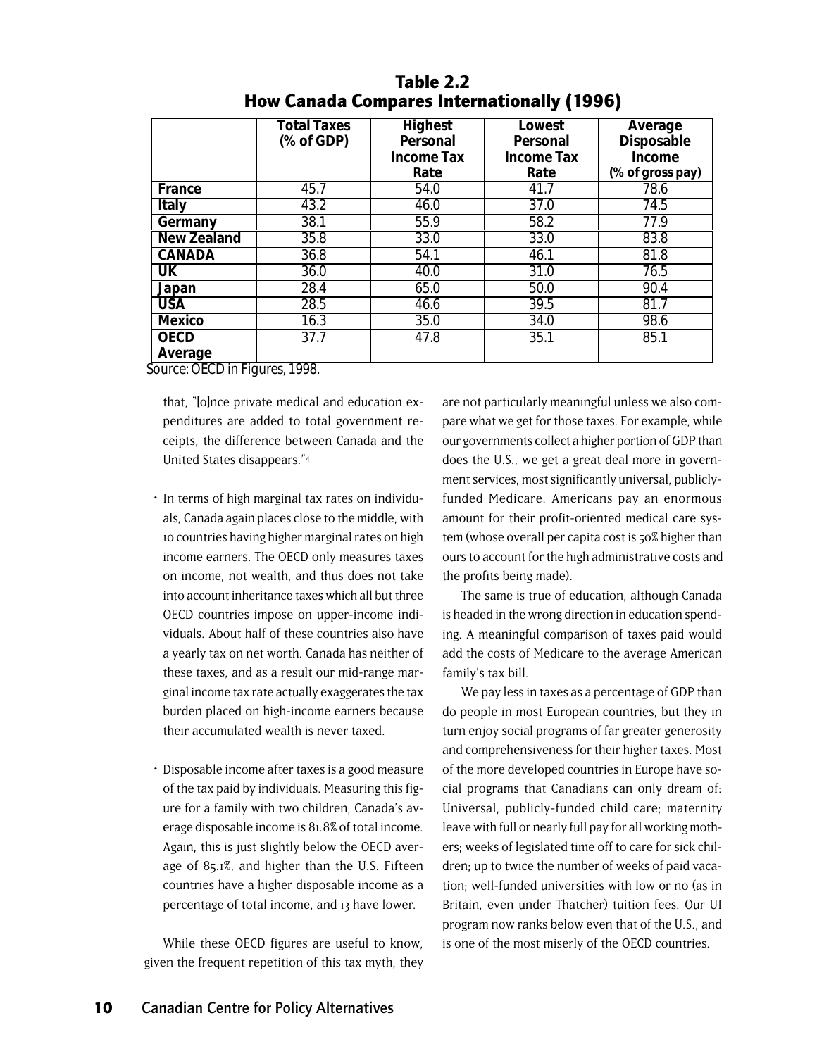**Table 2.2**
**How Canada Compares Internationally (1996)**

| | Total Taxes (% of GDP) | Highest Personal Income Tax Rate | Lowest Personal Income Tax Rate | Average Disposable Income (% of gross pay) |
|---|---|---|---|---|
| **France** | 45.7 | 54.0 | 41.7 | 78.6 |
| **Italy** | 43.2 | 46.0 | 37.0 | 74.5 |
| **Germany** | 38.1 | 55.9 | 58.2 | 77.9 |
| **New Zealand** | 35.8 | 33.0 | 33.0 | 83.8 |
| **CANADA** | 36.8 | 54.1 | 46.1 | 81.8 |
| **UK** | 36.0 | 40.0 | 31.0 | 76.5 |
| **Japan** | 28.4 | 65.0 | 50.0 | 90.4 |
| **USA** | 28.5 | 46.6 | 39.5 | 81.7 |
| **Mexico** | 16.3 | 35.0 | 34.0 | 98.6 |
| **OECD Average** | 37.7 | 47.8 | 35.1 | 85.1 |

Source: OECD in Figures, 1998.

that, "[o]nce private medical and education expenditures are added to total government receipts, the difference between Canada and the United States disappears."[4]

- In terms of high marginal tax rates on individuals, Canada again places close to the middle, with 10 countries having higher marginal rates on high income earners. The OECD only measures taxes on income, not wealth, and thus does not take into account inheritance taxes which all but three OECD countries impose on upper-income individuals. About half of these countries also have a yearly tax on net worth. Canada has neither of these taxes, and as a result our mid-range marginal income tax rate actually exaggerates the tax burden placed on high-income earners because their accumulated wealth is never taxed.

- Disposable income after taxes is a good measure of the tax paid by individuals. Measuring this figure for a family with two children, Canada's average disposable income is 81.8% of total income. Again, this is just slightly below the OECD average of 85.1%, and higher than the U.S. Fifteen countries have a higher disposable income as a percentage of total income, and 13 have lower.

While these OECD figures are useful to know, given the frequent repetition of this tax myth, they are not particularly meaningful unless we also compare what we get for those taxes. For example, while our governments collect a higher portion of GDP than does the U.S., we get a great deal more in government services, most significantly universal, publicly-funded Medicare. Americans pay an enormous amount for their profit-oriented medical care system (whose overall per capita cost is 50% higher than ours to account for the high administrative costs and the profits being made).

The same is true of education, although Canada is headed in the wrong direction in education spending. A meaningful comparison of taxes paid would add the costs of Medicare to the average American family's tax bill.

We pay less in taxes as a percentage of GDP than do people in most European countries, but they in turn enjoy social programs of far greater generosity and comprehensiveness for their higher taxes. Most of the more developed countries in Europe have social programs that Canadians can only dream of: Universal, publicly-funded child care; maternity leave with full or nearly full pay for all working mothers; weeks of legislated time off to care for sick children; up to twice the number of weeks of paid vacation; well-funded universities with low or no (as in Britain, even under Thatcher) tuition fees. Our UI program now ranks below even that of the U.S., and is one of the most miserly of the OECD countries.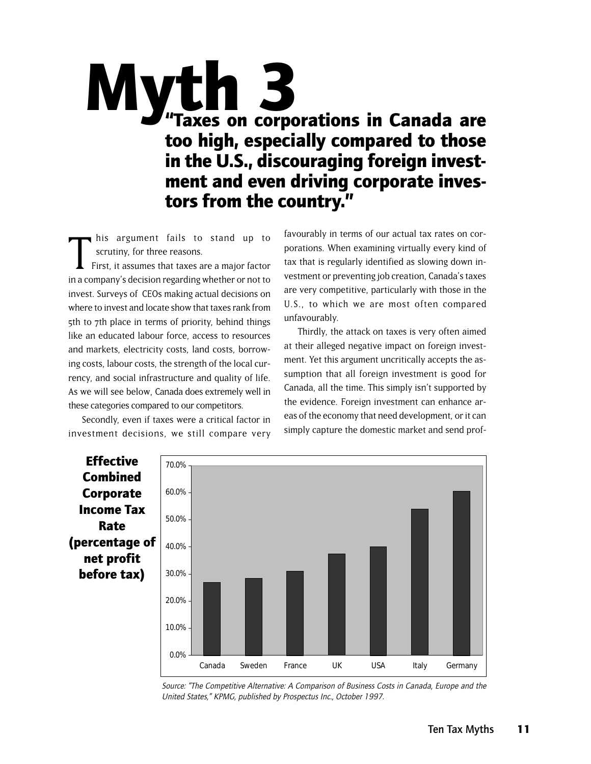# Myth 3

## "Taxes on corporations in Canada are too high, especially compared to those in the U.S., discouraging foreign investment and even driving corporate investors from the country."

This argument fails to stand up to scrutiny, for three reasons.

First, it assumes that taxes are a major factor in a company's decision regarding whether or not to invest. Surveys of CEOs making actual decisions on where to invest and locate show that taxes rank from 5th to 7th place in terms of priority, behind things like an educated labour force, access to resources and markets, electricity costs, land costs, borrowing costs, labour costs, the strength of the local currency, and social infrastructure and quality of life. As we will see below, Canada does extremely well in these categories compared to our competitors.

Secondly, even if taxes were a critical factor in investment decisions, we still compare very favourably in terms of our actual tax rates on corporations. When examining virtually every kind of tax that is regularly identified as slowing down investment or preventing job creation, Canada's taxes are very competitive, particularly with those in the U.S., to which we are most often compared unfavourably.

Thirdly, the attack on taxes is very often aimed at their alleged negative impact on foreign investment. Yet this argument uncritically accepts the assumption that all foreign investment is good for Canada, all the time. This simply isn't supported by the evidence. Foreign investment can enhance areas of the economy that need development, or it can simply capture the domestic market and send prof-

**Effective Combined Corporate Income Tax Rate (percentage of net profit before tax)**

*Source: "The Competitive Alternative: A Comparison of Business Costs in Canada, Europe and the United States," KPMG, published by Prospectus Inc., October 1997.*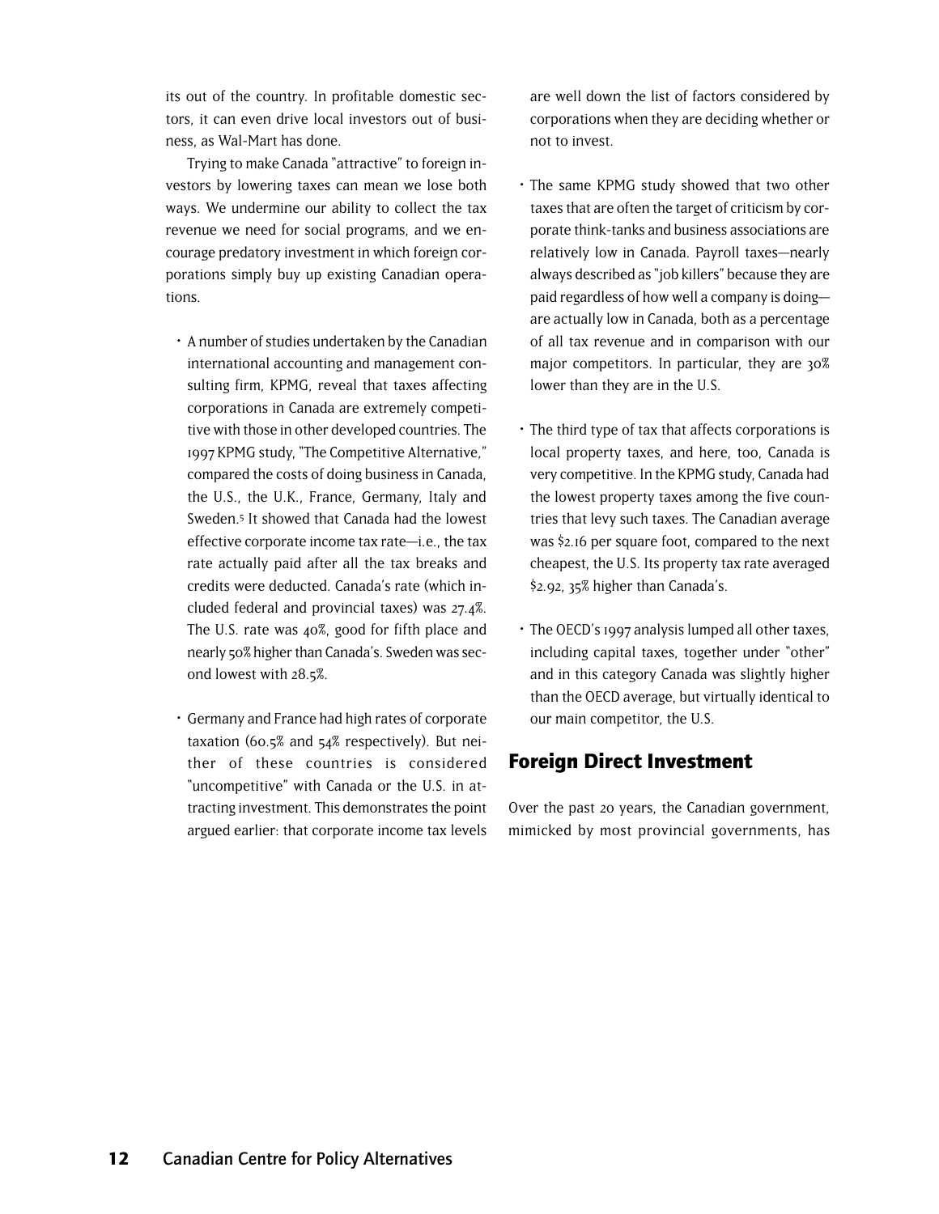its out of the country. In profitable domestic sectors, it can even drive local investors out of business, as Wal-Mart has done.

Trying to make Canada "attractive" to foreign investors by lowering taxes can mean we lose both ways. We undermine our ability to collect the tax revenue we need for social programs, and we encourage predatory investment in which foreign corporations simply buy up existing Canadian operations.

- A number of studies undertaken by the Canadian international accounting and management consulting firm, KPMG, reveal that taxes affecting corporations in Canada are extremely competitive with those in other developed countries. The 1997 KPMG study, "The Competitive Alternative," compared the costs of doing business in Canada, the U.S., the U.K., France, Germany, Italy and Sweden.[5] It showed that Canada had the lowest effective corporate income tax rate—i.e., the tax rate actually paid after all the tax breaks and credits were deducted. Canada's rate (which included federal and provincial taxes) was 27.4%. The U.S. rate was 40%, good for fifth place and nearly 50% higher than Canada's. Sweden was second lowest with 28.5%.

- Germany and France had high rates of corporate taxation (60.5% and 54% respectively). But neither of these countries is considered "uncompetitive" with Canada or the U.S. in attracting investment. This demonstrates the point argued earlier: that corporate income tax levels are well down the list of factors considered by corporations when they are deciding whether or not to invest.

- The same KPMG study showed that two other taxes that are often the target of criticism by corporate think-tanks and business associations are relatively low in Canada. Payroll taxes—nearly always described as "job killers" because they are paid regardless of how well a company is doing—are actually low in Canada, both as a percentage of all tax revenue and in comparison with our major competitors. In particular, they are 30% lower than they are in the U.S.

- The third type of tax that affects corporations is local property taxes, and here, too, Canada is very competitive. In the KPMG study, Canada had the lowest property taxes among the five countries that levy such taxes. The Canadian average was $2.16 per square foot, compared to the next cheapest, the U.S. Its property tax rate averaged $2.92, 35% higher than Canada's.

- The OECD's 1997 analysis lumped all other taxes, including capital taxes, together under "other" and in this category Canada was slightly higher than the OECD average, but virtually identical to our main competitor, the U.S.

## Foreign Direct Investment

Over the past 20 years, the Canadian government, mimicked by most provincial governments, has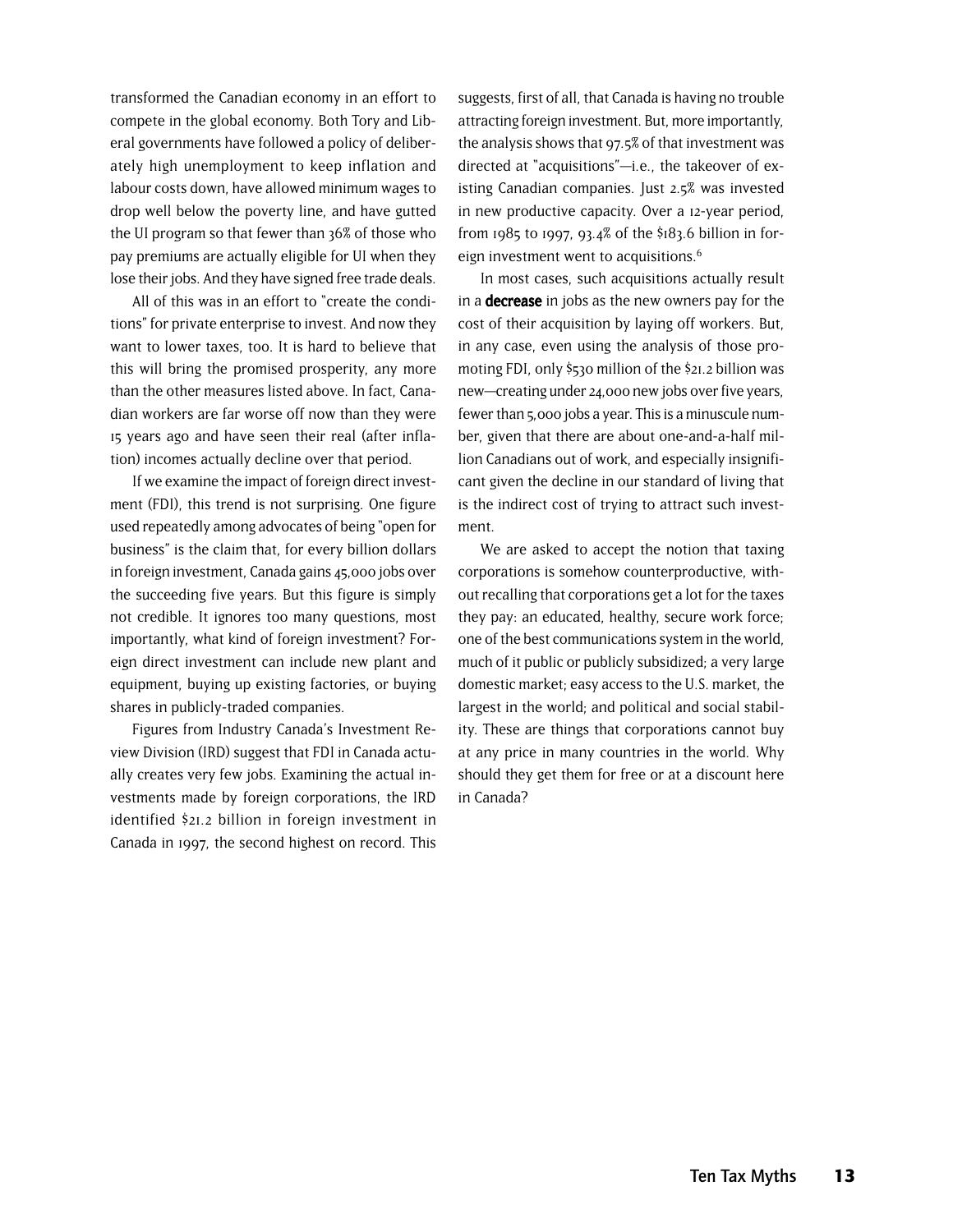transformed the Canadian economy in an effort to compete in the global economy. Both Tory and Liberal governments have followed a policy of deliberately high unemployment to keep inflation and labour costs down, have allowed minimum wages to drop well below the poverty line, and have gutted the UI program so that fewer than 36% of those who pay premiums are actually eligible for UI when they lose their jobs. And they have signed free trade deals.

All of this was in an effort to "create the conditions" for private enterprise to invest. And now they want to lower taxes, too. It is hard to believe that this will bring the promised prosperity, any more than the other measures listed above. In fact, Canadian workers are far worse off now than they were 15 years ago and have seen their real (after inflation) incomes actually decline over that period.

If we examine the impact of foreign direct investment (FDI), this trend is not surprising. One figure used repeatedly among advocates of being "open for business" is the claim that, for every billion dollars in foreign investment, Canada gains 45,000 jobs over the succeeding five years. But this figure is simply not credible. It ignores too many questions, most importantly, what kind of foreign investment? Foreign direct investment can include new plant and equipment, buying up existing factories, or buying shares in publicly-traded companies.

Figures from Industry Canada's Investment Review Division (IRD) suggest that FDI in Canada actually creates very few jobs. Examining the actual investments made by foreign corporations, the IRD identified $21.2 billion in foreign investment in Canada in 1997, the second highest on record. This suggests, first of all, that Canada is having no trouble attracting foreign investment. But, more importantly, the analysis shows that 97.5% of that investment was directed at "acquisitions"—i.e., the takeover of existing Canadian companies. Just 2.5% was invested in new productive capacity. Over a 12-year period, from 1985 to 1997, 93.4% of the $183.6 billion in foreign investment went to acquisitions.[6]

In most cases, such acquisitions actually result in a **decrease** in jobs as the new owners pay for the cost of their acquisition by laying off workers. But, in any case, even using the analysis of those promoting FDI, only $530 million of the $21.2 billion was new—creating under 24,000 new jobs over five years, fewer than 5,000 jobs a year. This is a minuscule number, given that there are about one-and-a-half million Canadians out of work, and especially insignificant given the decline in our standard of living that is the indirect cost of trying to attract such investment.

We are asked to accept the notion that taxing corporations is somehow counterproductive, without recalling that corporations get a lot for the taxes they pay: an educated, healthy, secure work force; one of the best communications system in the world, much of it public or publicly subsidized; a very large domestic market; easy access to the U.S. market, the largest in the world; and political and social stability. These are things that corporations cannot buy at any price in many countries in the world. Why should they get them for free or at a discount here in Canada?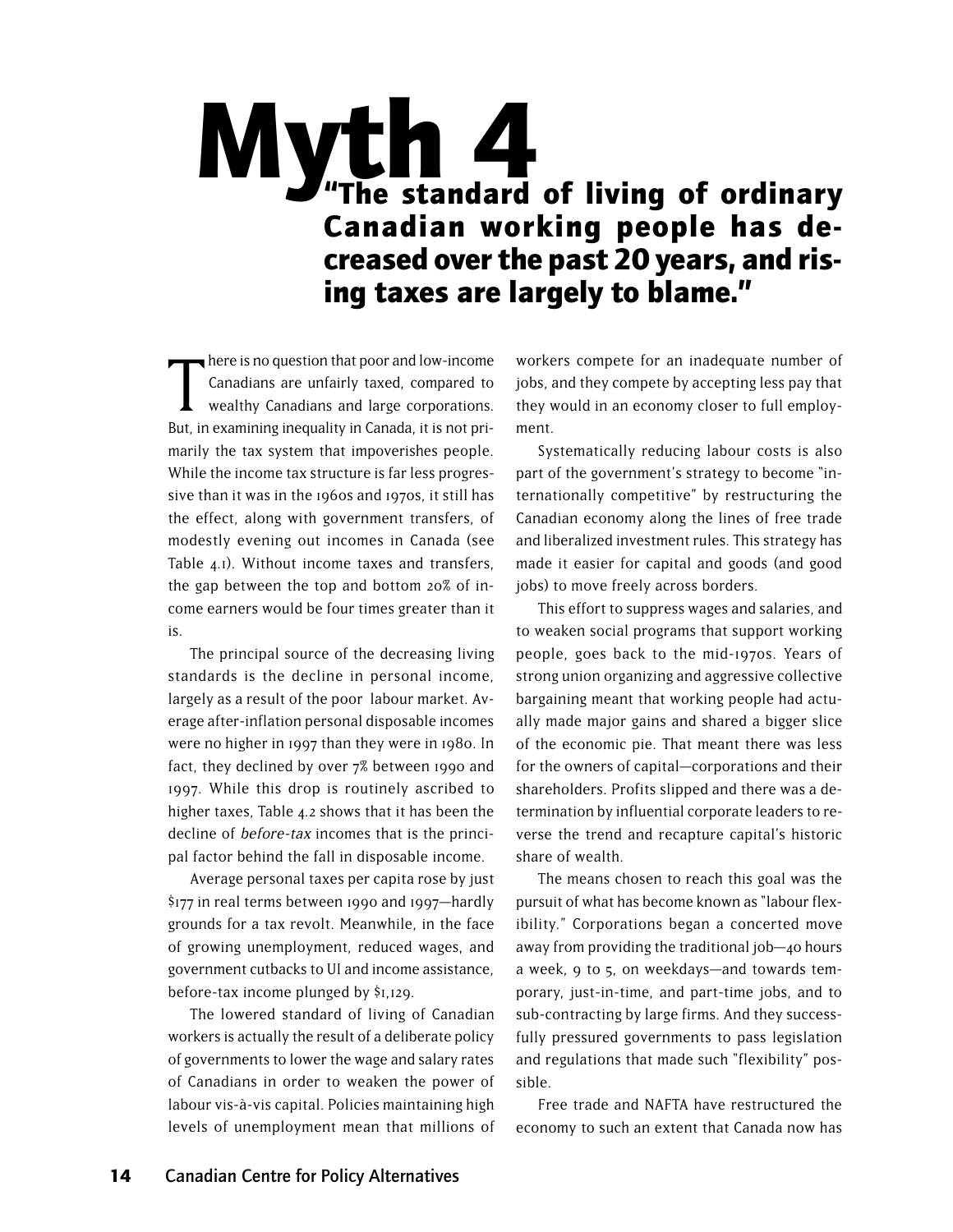# Myth 4

## "The standard of living of ordinary Canadian working people has decreased over the past 20 years, and rising taxes are largely to blame."

There is no question that poor and low-income Canadians are unfairly taxed, compared to wealthy Canadians and large corporations. But, in examining inequality in Canada, it is not primarily the tax system that impoverishes people. While the income tax structure is far less progressive than it was in the 1960s and 1970s, it still has the effect, along with government transfers, of modestly evening out incomes in Canada (see Table 4.1). Without income taxes and transfers, the gap between the top and bottom 20% of income earners would be four times greater than it is.

The principal source of the decreasing living standards is the decline in personal income, largely as a result of the poor labour market. Average after-inflation personal disposable incomes were no higher in 1997 than they were in 1980. In fact, they declined by over 7% between 1990 and 1997. While this drop is routinely ascribed to higher taxes, Table 4.2 shows that it has been the decline of *before-tax* incomes that is the principal factor behind the fall in disposable income.

Average personal taxes per capita rose by just $177 in real terms between 1990 and 1997—hardly grounds for a tax revolt. Meanwhile, in the face of growing unemployment, reduced wages, and government cutbacks to UI and income assistance, before-tax income plunged by $1,129.

The lowered standard of living of Canadian workers is actually the result of a deliberate policy of governments to lower the wage and salary rates of Canadians in order to weaken the power of labour vis-à-vis capital. Policies maintaining high levels of unemployment mean that millions of workers compete for an inadequate number of jobs, and they compete by accepting less pay that they would in an economy closer to full employment.

Systematically reducing labour costs is also part of the government's strategy to become "internationally competitive" by restructuring the Canadian economy along the lines of free trade and liberalized investment rules. This strategy has made it easier for capital and goods (and good jobs) to move freely across borders.

This effort to suppress wages and salaries, and to weaken social programs that support working people, goes back to the mid-1970s. Years of strong union organizing and aggressive collective bargaining meant that working people had actually made major gains and shared a bigger slice of the economic pie. That meant there was less for the owners of capital—corporations and their shareholders. Profits slipped and there was a determination by influential corporate leaders to reverse the trend and recapture capital's historic share of wealth.

The means chosen to reach this goal was the pursuit of what has become known as "labour flexibility." Corporations began a concerted move away from providing the traditional job—40 hours a week, 9 to 5, on weekdays—and towards temporary, just-in-time, and part-time jobs, and to sub-contracting by large firms. And they successfully pressured governments to pass legislation and regulations that made such "flexibility" possible.

Free trade and NAFTA have restructured the economy to such an extent that Canada now has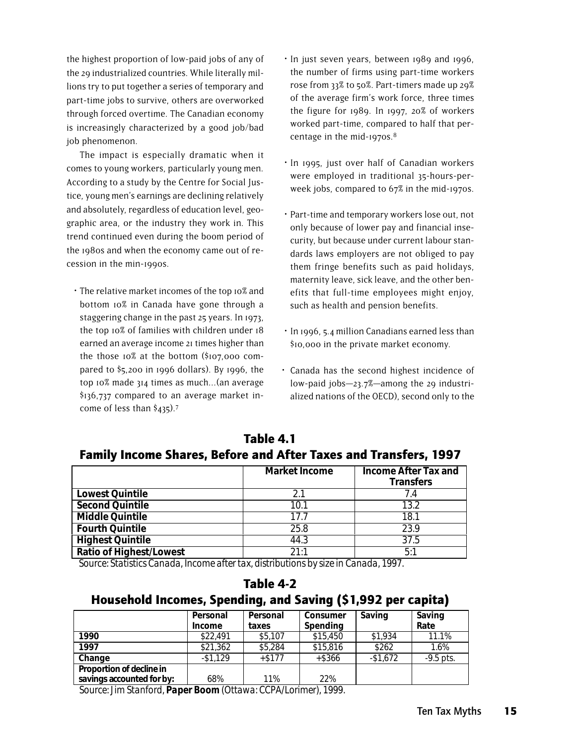the highest proportion of low-paid jobs of any of the 29 industrialized countries. While literally millions try to put together a series of temporary and part-time jobs to survive, others are overworked through forced overtime. The Canadian economy is increasingly characterized by a good job/bad job phenomenon.

The impact is especially dramatic when it comes to young workers, particularly young men. According to a study by the Centre for Social Justice, young men's earnings are declining relatively and absolutely, regardless of education level, geographic area, or the industry they work in. This trend continued even during the boom period of the 1980s and when the economy came out of recession in the min-1990s.

- The relative market incomes of the top 10% and bottom 10% in Canada have gone through a staggering change in the past 25 years. In 1973, the top 10% of families with children under 18 earned an average income 21 times higher than the those 10% at the bottom ($107,000 compared to $5,200 in 1996 dollars). By 1996, the top 10% made 314 times as much...(an average $136,737 compared to an average market income of less than $435).[7]
- In just seven years, between 1989 and 1996, the number of firms using part-time workers rose from 33% to 50%. Part-timers made up 29% of the average firm's work force, three times the figure for 1989. In 1997, 20% of workers worked part-time, compared to half that percentage in the mid-1970s.[8]
- In 1995, just over half of Canadian workers were employed in traditional 35-hours-per-week jobs, compared to 67% in the mid-1970s.
- Part-time and temporary workers lose out, not only because of lower pay and financial insecurity, but because under current labour standards laws employers are not obliged to pay them fringe benefits such as paid holidays, maternity leave, sick leave, and the other benefits that full-time employees might enjoy, such as health and pension benefits.
- In 1996, 5.4 million Canadians earned less than $10,000 in the private market economy.
- Canada has the second highest incidence of low-paid jobs—23.7%—among the 29 industrialized nations of the OECD), second only to the

## Table 4.1
## Family Income Shares, Before and After Taxes and Transfers, 1997

| | Market Income | Income After Tax and Transfers |
|---|---|---|
| **Lowest Quintile** | 2.1 | 7.4 |
| **Second Quintile** | 10.1 | 13.2 |
| **Middle Quintile** | 17.7 | 18.1 |
| **Fourth Quintile** | 25.8 | 23.9 |
| **Highest Quintile** | 44.3 | 37.5 |
| **Ratio of Highest/Lowest** | 21:1 | 5:1 |

Source: Statistics Canada, Income after tax, distributions by size in Canada, 1997.

## Table 4-2
## Household Incomes, Spending, and Saving ($1,992 per capita)

| | Personal Income | Personal taxes | Consumer Spending | Saving | Saving Rate |
|---|---|---|---|---|---|
| **1990** | $22,491 | $5,107 | $15,450 | $1,934 | 11.1% |
| **1997** | $21,362 | $5,284 | $15,816 | $262 | 1.6% |
| **Change** | -$1,129 | +$177 | +$366 | -$1,672 | -9.5 pts. |
| **Proportion of decline in savings accounted for by:** | 68% | 11% | 22% | | |

Source: Jim Stanford, **Paper Boom** (Ottawa: CCPA/Lorimer), 1999.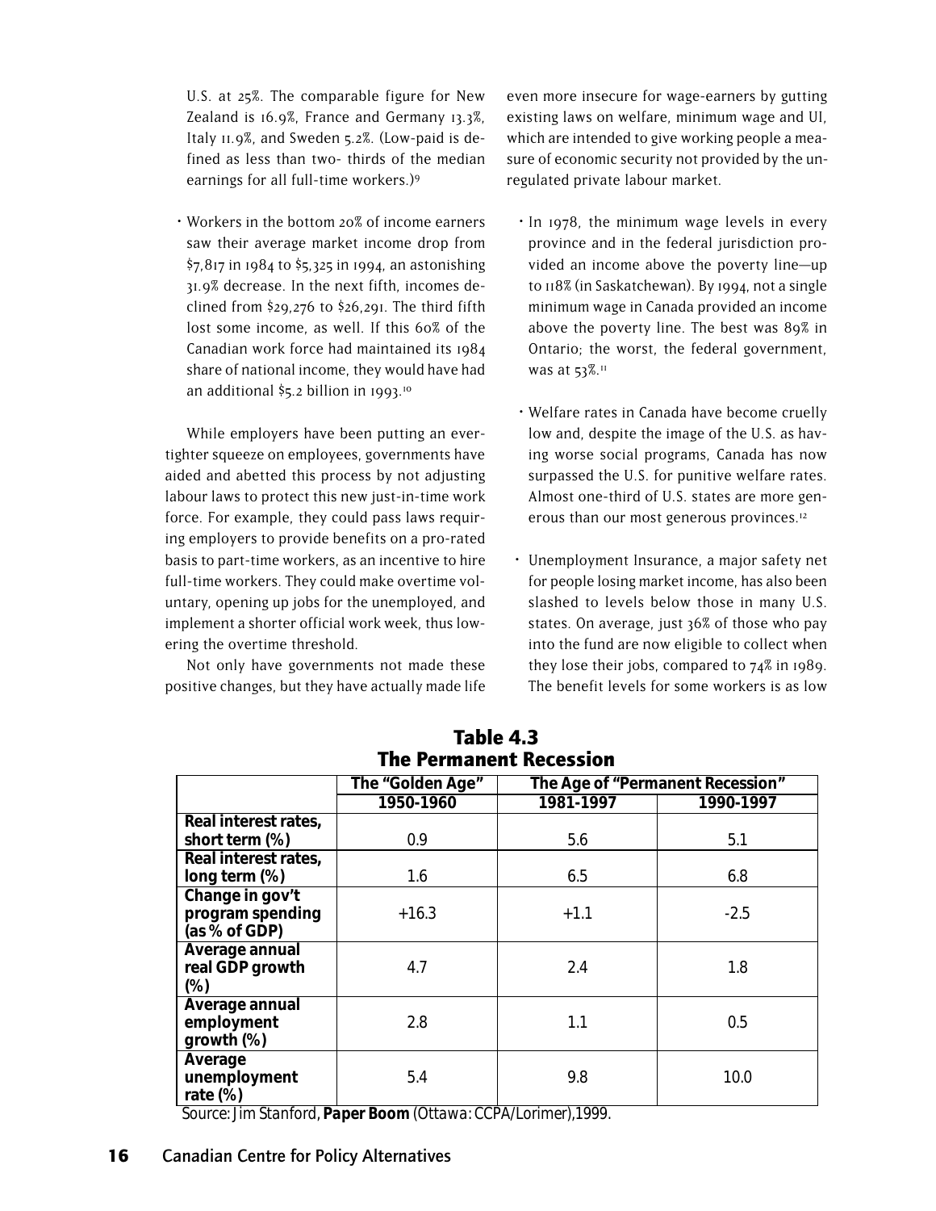U.S. at 25%. The comparable figure for New Zealand is 16.9%, France and Germany 13.3%, Italy 11.9%, and Sweden 5.2%. (Low-paid is defined as less than two- thirds of the median earnings for all full-time workers.)[9]

- Workers in the bottom 20% of income earners saw their average market income drop from $7,817 in 1984 to $5,325 in 1994, an astonishing 31.9% decrease. In the next fifth, incomes declined from $29,276 to $26,291. The third fifth lost some income, as well. If this 60% of the Canadian work force had maintained its 1984 share of national income, they would have had an additional $5.2 billion in 1993.[10]

While employers have been putting an ever-tighter squeeze on employees, governments have aided and abetted this process by not adjusting labour laws to protect this new just-in-time work force. For example, they could pass laws requiring employers to provide benefits on a pro-rated basis to part-time workers, as an incentive to hire full-time workers. They could make overtime voluntary, opening up jobs for the unemployed, and implement a shorter official work week, thus lowering the overtime threshold.

Not only have governments not made these positive changes, but they have actually made life even more insecure for wage-earners by gutting existing laws on welfare, minimum wage and UI, which are intended to give working people a measure of economic security not provided by the unregulated private labour market.

- In 1978, the minimum wage levels in every province and in the federal jurisdiction provided an income above the poverty line—up to 118% (in Saskatchewan). By 1994, not a single minimum wage in Canada provided an income above the poverty line. The best was 89% in Ontario; the worst, the federal government, was at 53%.[11]

- Welfare rates in Canada have become cruelly low and, despite the image of the U.S. as having worse social programs, Canada has now surpassed the U.S. for punitive welfare rates. Almost one-third of U.S. states are more generous than our most generous provinces.[12]

- Unemployment Insurance, a major safety net for people losing market income, has also been slashed to levels below those in many U.S. states. On average, just 36% of those who pay into the fund are now eligible to collect when they lose their jobs, compared to 74% in 1989. The benefit levels for some workers is as low

**Table 4.3**
**The Permanent Recession**

| | The "Golden Age" | The Age of "Permanent Recession" | |
|---|---|---|---|
| | 1950-1960 | 1981-1997 | 1990-1997 |
| **Real interest rates, short term (%)** | 0.9 | 5.6 | 5.1 |
| **Real interest rates, long term (%)** | 1.6 | 6.5 | 6.8 |
| **Change in gov't program spending (as % of GDP)** | +16.3 | +1.1 | -2.5 |
| **Average annual real GDP growth (%)** | 4.7 | 2.4 | 1.8 |
| **Average annual employment growth (%)** | 2.8 | 1.1 | 0.5 |
| **Average unemployment rate (%)** | 5.4 | 9.8 | 10.0 |

Source: Jim Stanford, **Paper Boom** (Ottawa: CCPA/Lorimer),1999.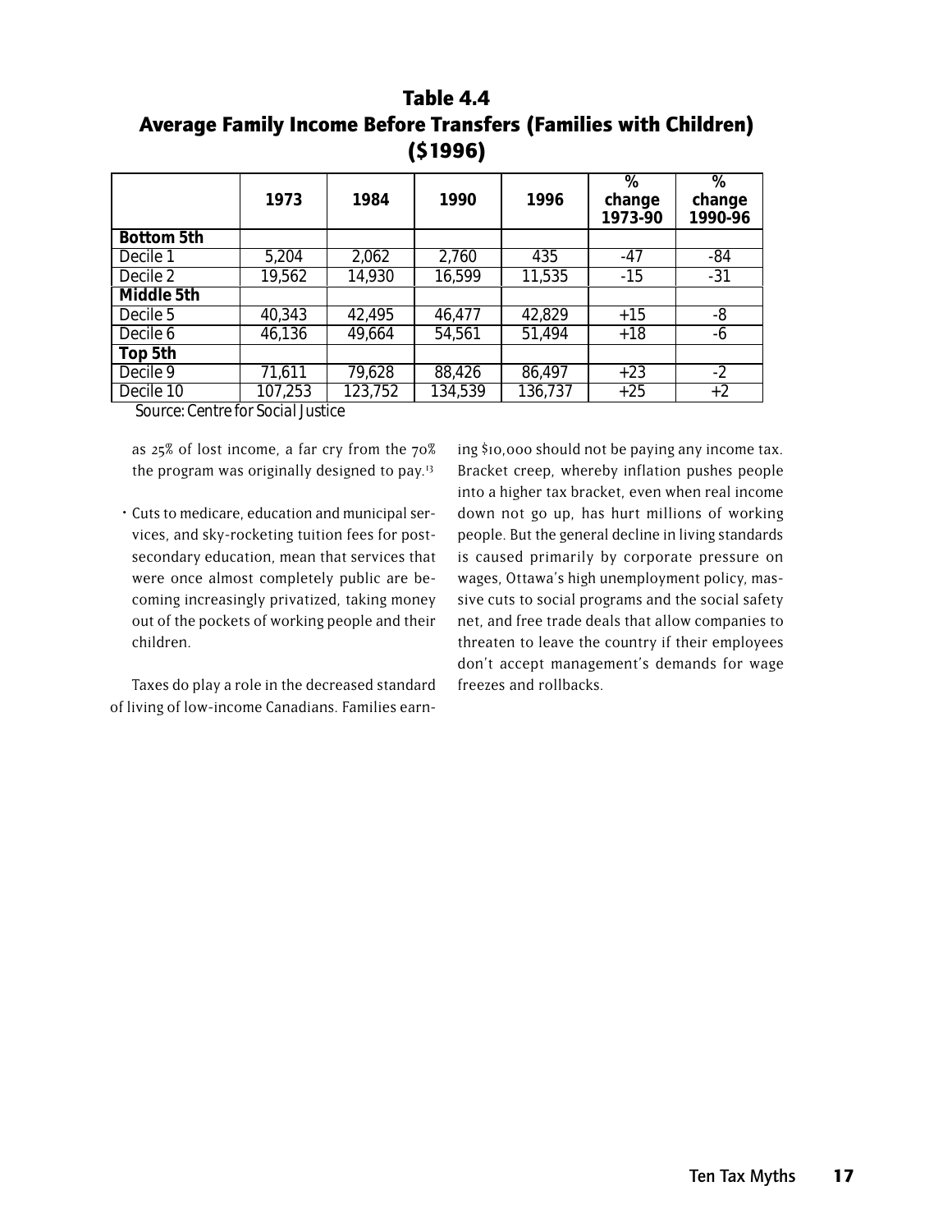**Table 4.4**
**Average Family Income Before Transfers (Families with Children) ($1996)**

| | 1973 | 1984 | 1990 | 1996 | % change 1973-90 | % change 1990-96 |
|---|---|---|---|---|---|---|
| **Bottom 5th** | | | | | | |
| Decile 1 | 5,204 | 2,062 | 2,760 | 435 | -47 | -84 |
| Decile 2 | 19,562 | 14,930 | 16,599 | 11,535 | -15 | -31 |
| **Middle 5th** | | | | | | |
| Decile 5 | 40,343 | 42,495 | 46,477 | 42,829 | +15 | -8 |
| Decile 6 | 46,136 | 49,664 | 54,561 | 51,494 | +18 | -6 |
| **Top 5th** | | | | | | |
| Decile 9 | 71,611 | 79,628 | 88,426 | 86,497 | +23 | -2 |
| Decile 10 | 107,253 | 123,752 | 134,539 | 136,737 | +25 | +2 |

Source: Centre for Social Justice

as 25% of lost income, a far cry from the 70% the program was originally designed to pay.[13]

- Cuts to medicare, education and municipal services, and sky-rocketing tuition fees for post-secondary education, mean that services that were once almost completely public are becoming increasingly privatized, taking money out of the pockets of working people and their children.

Taxes do play a role in the decreased standard of living of low-income Canadians. Families earning $10,000 should not be paying any income tax. Bracket creep, whereby inflation pushes people into a higher tax bracket, even when real income down not go up, has hurt millions of working people. But the general decline in living standards is caused primarily by corporate pressure on wages, Ottawa's high unemployment policy, massive cuts to social programs and the social safety net, and free trade deals that allow companies to threaten to leave the country if their employees don't accept management's demands for wage freezes and rollbacks.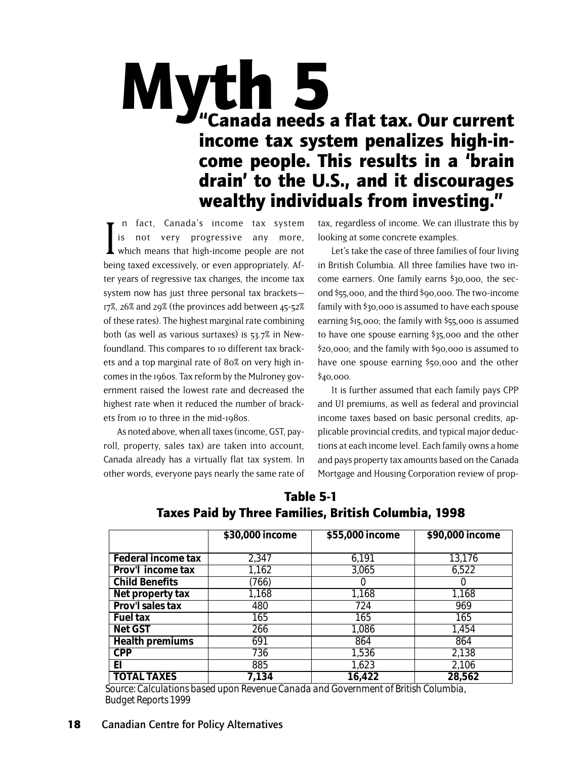# Myth 5

## "Canada needs a flat tax. Our current income tax system penalizes high-income people. This results in a 'brain drain' to the U.S., and it discourages wealthy individuals from investing."

In fact, Canada's income tax system is not very progressive any more, which means that high-income people are not being taxed excessively, or even appropriately. After years of regressive tax changes, the income tax system now has just three personal tax brackets—17%, 26% and 29% (the provinces add between 45-52% of these rates). The highest marginal rate combining both (as well as various surtaxes) is 53.7% in Newfoundland. This compares to 10 different tax brackets and a top marginal rate of 80% on very high incomes in the 1960s. Tax reform by the Mulroney government raised the lowest rate and decreased the highest rate when it reduced the number of brackets from 10 to three in the mid-1980s.

As noted above, when all taxes (income, GST, payroll, property, sales tax) are taken into account, Canada already has a virtually flat tax system. In other words, everyone pays nearly the same rate of tax, regardless of income. We can illustrate this by looking at some concrete examples.

Let's take the case of three families of four living in British Columbia. All three families have two income earners. One family earns $30,000, the second $55,000, and the third $90,000. The two-income family with $30,000 is assumed to have each spouse earning $15,000; the family with $55,000 is assumed to have one spouse earning $35,000 and the other $20,000; and the family with $90,000 is assumed to have one spouse earning $50,000 and the other $40,000.

It is further assumed that each family pays CPP and UI premiums, as well as federal and provincial income taxes based on basic personal credits, applicable provincial credits, and typical major deductions at each income level. Each family owns a home and pays property tax amounts based on the Canada Mortgage and Housing Corporation review of prop-

**Table 5-1**
**Taxes Paid by Three Families, British Columbia, 1998**

| | $30,000 income | $55,000 income | $90,000 income |
|---|---|---|---|
| **Federal income tax** | 2,347 | 6,191 | 13,176 |
| **Prov'l income tax** | 1,162 | 3,065 | 6,522 |
| **Child Benefits** | (766) | 0 | 0 |
| **Net property tax** | 1,168 | 1,168 | 1,168 |
| **Prov'l sales tax** | 480 | 724 | 969 |
| **Fuel tax** | 165 | 165 | 165 |
| **Net GST** | 266 | 1,086 | 1,454 |
| **Health premiums** | 691 | 864 | 864 |
| **CPP** | 736 | 1,536 | 2,138 |
| **EI** | 885 | 1,623 | 2,106 |
| **TOTAL TAXES** | **7,134** | **16,422** | **28,562** |

Source: Calculations based upon Revenue Canada and Government of British Columbia, Budget Reports 1999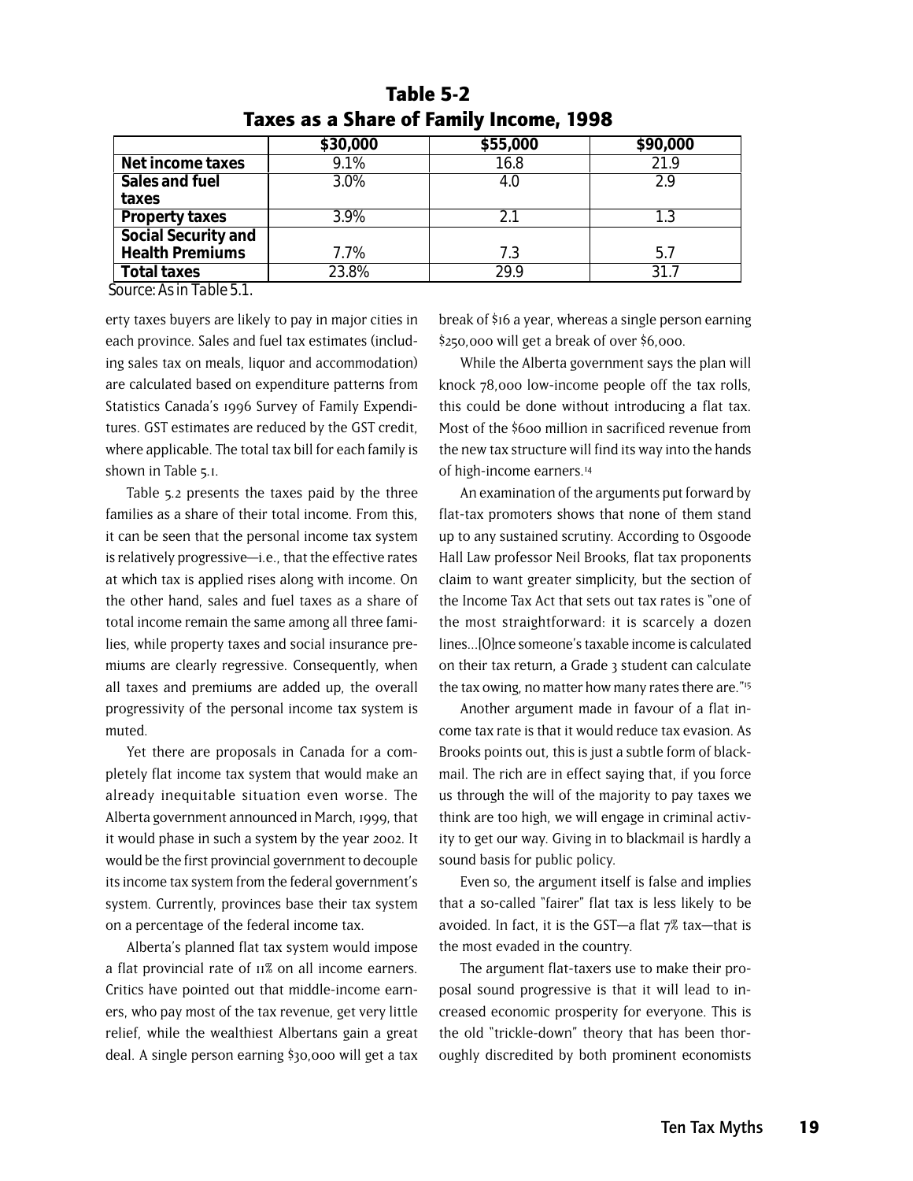**Table 5-2**
**Taxes as a Share of Family Income, 1998**

| | \$30,000 | \$55,000 | \$90,000 |
|---|---|---|---|
| **Net income taxes** | 9.1% | 16.8 | 21.9 |
| **Sales and fuel taxes** | 3.0% | 4.0 | 2.9 |
| **Property taxes** | 3.9% | 2.1 | 1.3 |
| **Social Security and Health Premiums** | 7.7% | 7.3 | 5.7 |
| **Total taxes** | 23.8% | 29.9 | 31.7 |

Source: As in Table 5.1.

erty taxes buyers are likely to pay in major cities in each province. Sales and fuel tax estimates (including sales tax on meals, liquor and accommodation) are calculated based on expenditure patterns from Statistics Canada's 1996 Survey of Family Expenditures. GST estimates are reduced by the GST credit, where applicable. The total tax bill for each family is shown in Table 5.1.

Table 5.2 presents the taxes paid by the three families as a share of their total income. From this, it can be seen that the personal income tax system is relatively progressive—i.e., that the effective rates at which tax is applied rises along with income. On the other hand, sales and fuel taxes as a share of total income remain the same among all three families, while property taxes and social insurance premiums are clearly regressive. Consequently, when all taxes and premiums are added up, the overall progressivity of the personal income tax system is muted.

Yet there are proposals in Canada for a completely flat income tax system that would make an already inequitable situation even worse. The Alberta government announced in March, 1999, that it would phase in such a system by the year 2002. It would be the first provincial government to decouple its income tax system from the federal government's system. Currently, provinces base their tax system on a percentage of the federal income tax.

Alberta's planned flat tax system would impose a flat provincial rate of 11% on all income earners. Critics have pointed out that middle-income earners, who pay most of the tax revenue, get very little relief, while the wealthiest Albertans gain a great deal. A single person earning \$30,000 will get a tax break of \$16 a year, whereas a single person earning \$250,000 will get a break of over \$6,000.

While the Alberta government says the plan will knock 78,000 low-income people off the tax rolls, this could be done without introducing a flat tax. Most of the \$600 million in sacrificed revenue from the new tax structure will find its way into the hands of high-income earners.[14]

An examination of the arguments put forward by flat-tax promoters shows that none of them stand up to any sustained scrutiny. According to Osgoode Hall Law professor Neil Brooks, flat tax proponents claim to want greater simplicity, but the section of the Income Tax Act that sets out tax rates is "one of the most straightforward: it is scarcely a dozen lines…[O]nce someone's taxable income is calculated on their tax return, a Grade 3 student can calculate the tax owing, no matter how many rates there are."[15]

Another argument made in favour of a flat income tax rate is that it would reduce tax evasion. As Brooks points out, this is just a subtle form of blackmail. The rich are in effect saying that, if you force us through the will of the majority to pay taxes we think are too high, we will engage in criminal activity to get our way. Giving in to blackmail is hardly a sound basis for public policy.

Even so, the argument itself is false and implies that a so-called "fairer" flat tax is less likely to be avoided. In fact, it is the GST—a flat 7% tax—that is the most evaded in the country.

The argument flat-taxers use to make their proposal sound progressive is that it will lead to increased economic prosperity for everyone. This is the old "trickle-down" theory that has been thoroughly discredited by both prominent economists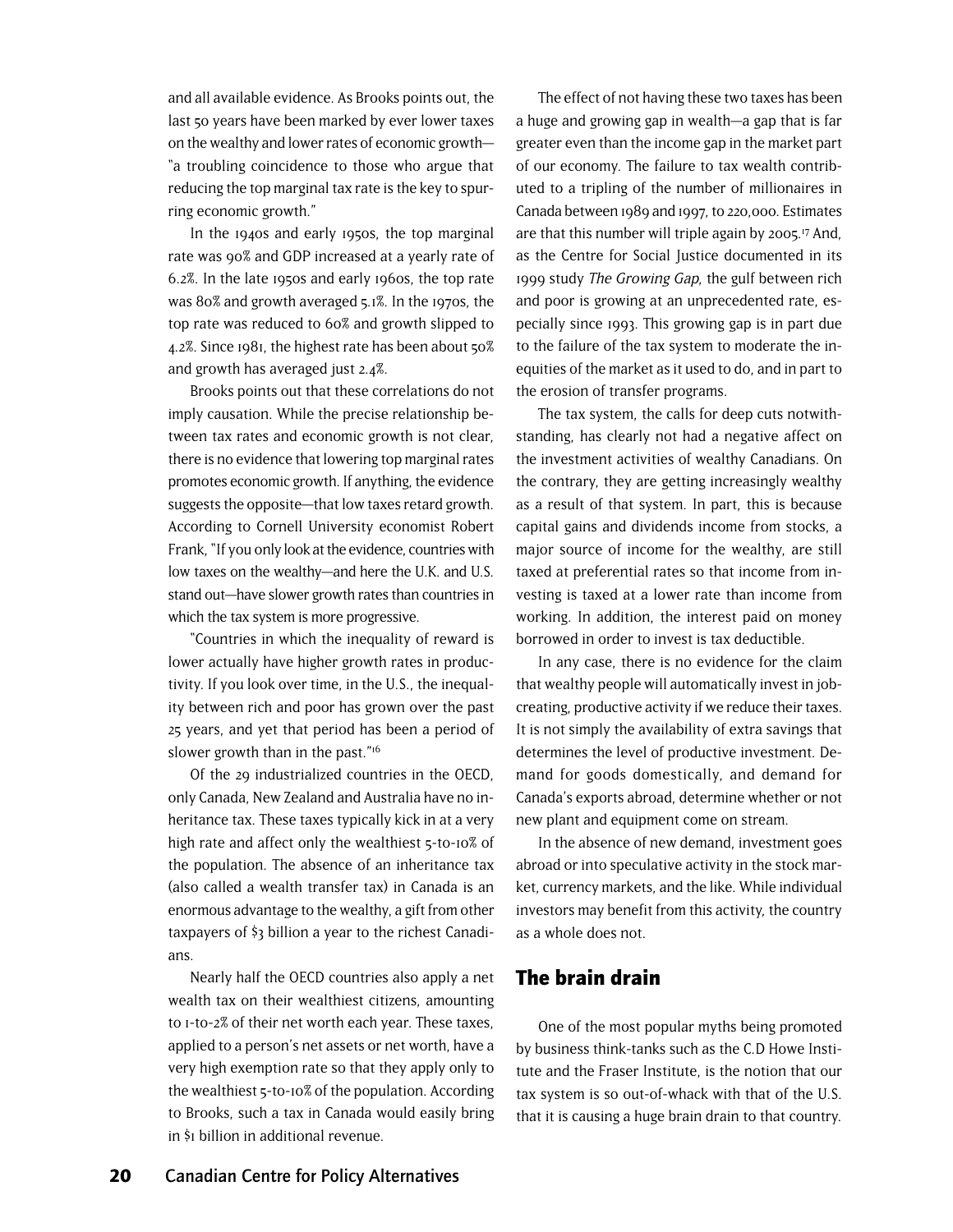and all available evidence. As Brooks points out, the last 50 years have been marked by ever lower taxes on the wealthy and lower rates of economic growth—"a troubling coincidence to those who argue that reducing the top marginal tax rate is the key to spurring economic growth."

In the 1940s and early 1950s, the top marginal rate was 90% and GDP increased at a yearly rate of 6.2%. In the late 1950s and early 1960s, the top rate was 80% and growth averaged 5.1%. In the 1970s, the top rate was reduced to 60% and growth slipped to 4.2%. Since 1981, the highest rate has been about 50% and growth has averaged just 2.4%.

Brooks points out that these correlations do not imply causation. While the precise relationship between tax rates and economic growth is not clear, there is no evidence that lowering top marginal rates promotes economic growth. If anything, the evidence suggests the opposite—that low taxes retard growth. According to Cornell University economist Robert Frank, "If you only look at the evidence, countries with low taxes on the wealthy—and here the U.K. and U.S. stand out—have slower growth rates than countries in which the tax system is more progressive.

"Countries in which the inequality of reward is lower actually have higher growth rates in productivity. If you look over time, in the U.S., the inequality between rich and poor has grown over the past 25 years, and yet that period has been a period of slower growth than in the past."[16]

Of the 29 industrialized countries in the OECD, only Canada, New Zealand and Australia have no inheritance tax. These taxes typically kick in at a very high rate and affect only the wealthiest 5-to-10% of the population. The absence of an inheritance tax (also called a wealth transfer tax) in Canada is an enormous advantage to the wealthy, a gift from other taxpayers of $3 billion a year to the richest Canadians.

Nearly half the OECD countries also apply a net wealth tax on their wealthiest citizens, amounting to 1-to-2% of their net worth each year. These taxes, applied to a person's net assets or net worth, have a very high exemption rate so that they apply only to the wealthiest 5-to-10% of the population. According to Brooks, such a tax in Canada would easily bring in $1 billion in additional revenue.

The effect of not having these two taxes has been a huge and growing gap in wealth—a gap that is far greater even than the income gap in the market part of our economy. The failure to tax wealth contributed to a tripling of the number of millionaires in Canada between 1989 and 1997, to 220,000. Estimates are that this number will triple again by 2005.[17] And, as the Centre for Social Justice documented in its 1999 study *The Growing Gap*, the gulf between rich and poor is growing at an unprecedented rate, especially since 1993. This growing gap is in part due to the failure of the tax system to moderate the inequities of the market as it used to do, and in part to the erosion of transfer programs.

The tax system, the calls for deep cuts notwithstanding, has clearly not had a negative affect on the investment activities of wealthy Canadians. On the contrary, they are getting increasingly wealthy as a result of that system. In part, this is because capital gains and dividends income from stocks, a major source of income for the wealthy, are still taxed at preferential rates so that income from investing is taxed at a lower rate than income from working. In addition, the interest paid on money borrowed in order to invest is tax deductible.

In any case, there is no evidence for the claim that wealthy people will automatically invest in job-creating, productive activity if we reduce their taxes. It is not simply the availability of extra savings that determines the level of productive investment. Demand for goods domestically, and demand for Canada's exports abroad, determine whether or not new plant and equipment come on stream.

In the absence of new demand, investment goes abroad or into speculative activity in the stock market, currency markets, and the like. While individual investors may benefit from this activity, the country as a whole does not.

## The brain drain

One of the most popular myths being promoted by business think-tanks such as the C.D Howe Institute and the Fraser Institute, is the notion that our tax system is so out-of-whack with that of the U.S. that it is causing a huge brain drain to that country.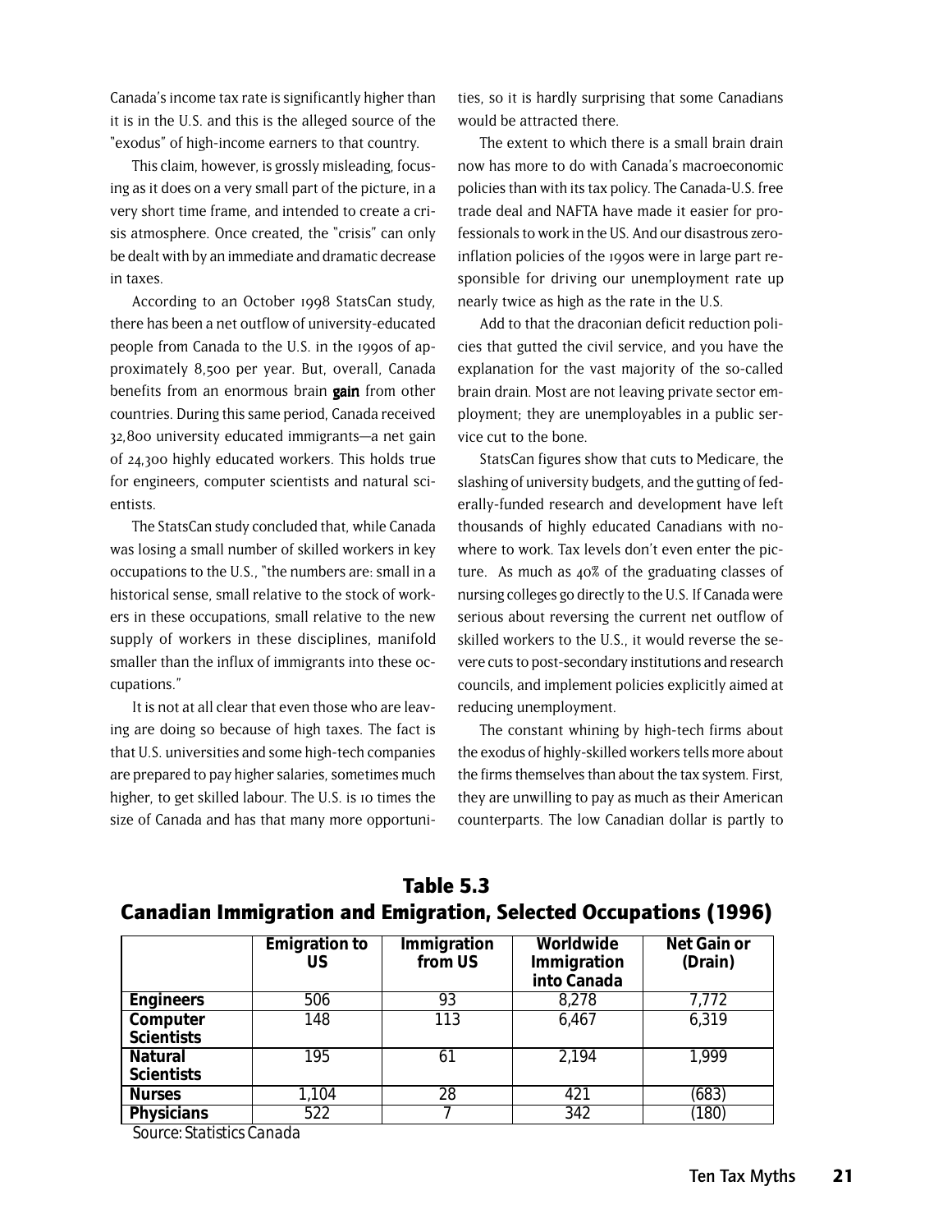Canada's income tax rate is significantly higher than it is in the U.S. and this is the alleged source of the "exodus" of high-income earners to that country.

This claim, however, is grossly misleading, focusing as it does on a very small part of the picture, in a very short time frame, and intended to create a crisis atmosphere. Once created, the "crisis" can only be dealt with by an immediate and dramatic decrease in taxes.

According to an October 1998 StatsCan study, there has been a net outflow of university-educated people from Canada to the U.S. in the 1990s of approximately 8,500 per year. But, overall, Canada benefits from an enormous brain **gain** from other countries. During this same period, Canada received 32,800 university educated immigrants—a net gain of 24,300 highly educated workers. This holds true for engineers, computer scientists and natural scientists.

The StatsCan study concluded that, while Canada was losing a small number of skilled workers in key occupations to the U.S., "the numbers are: small in a historical sense, small relative to the stock of workers in these occupations, small relative to the new supply of workers in these disciplines, manifold smaller than the influx of immigrants into these occupations."

It is not at all clear that even those who are leaving are doing so because of high taxes. The fact is that U.S. universities and some high-tech companies are prepared to pay higher salaries, sometimes much higher, to get skilled labour. The U.S. is 10 times the size of Canada and has that many more opportunities, so it is hardly surprising that some Canadians would be attracted there.

The extent to which there is a small brain drain now has more to do with Canada's macroeconomic policies than with its tax policy. The Canada-U.S. free trade deal and NAFTA have made it easier for professionals to work in the US. And our disastrous zero-inflation policies of the 1990s were in large part responsible for driving our unemployment rate up nearly twice as high as the rate in the U.S.

Add to that the draconian deficit reduction policies that gutted the civil service, and you have the explanation for the vast majority of the so-called brain drain. Most are not leaving private sector employment; they are unemployables in a public service cut to the bone.

StatsCan figures show that cuts to Medicare, the slashing of university budgets, and the gutting of federally-funded research and development have left thousands of highly educated Canadians with nowhere to work. Tax levels don't even enter the picture. As much as 40% of the graduating classes of nursing colleges go directly to the U.S. If Canada were serious about reversing the current net outflow of skilled workers to the U.S., it would reverse the severe cuts to post-secondary institutions and research councils, and implement policies explicitly aimed at reducing unemployment.

The constant whining by high-tech firms about the exodus of highly-skilled workers tells more about the firms themselves than about the tax system. First, they are unwilling to pay as much as their American counterparts. The low Canadian dollar is partly to

## Table 5.3
## Canadian Immigration and Emigration, Selected Occupations (1996)

| | Emigration to US | Immigration from US | Worldwide Immigration into Canada | Net Gain or (Drain) |
|---|---|---|---|---|
| **Engineers** | 506 | 93 | 8,278 | 7,772 |
| **Computer Scientists** | 148 | 113 | 6,467 | 6,319 |
| **Natural Scientists** | 195 | 61 | 2,194 | 1,999 |
| **Nurses** | 1,104 | 28 | 421 | (683) |
| **Physicians** | 522 | 7 | 342 | (180) |

Source: Statistics Canada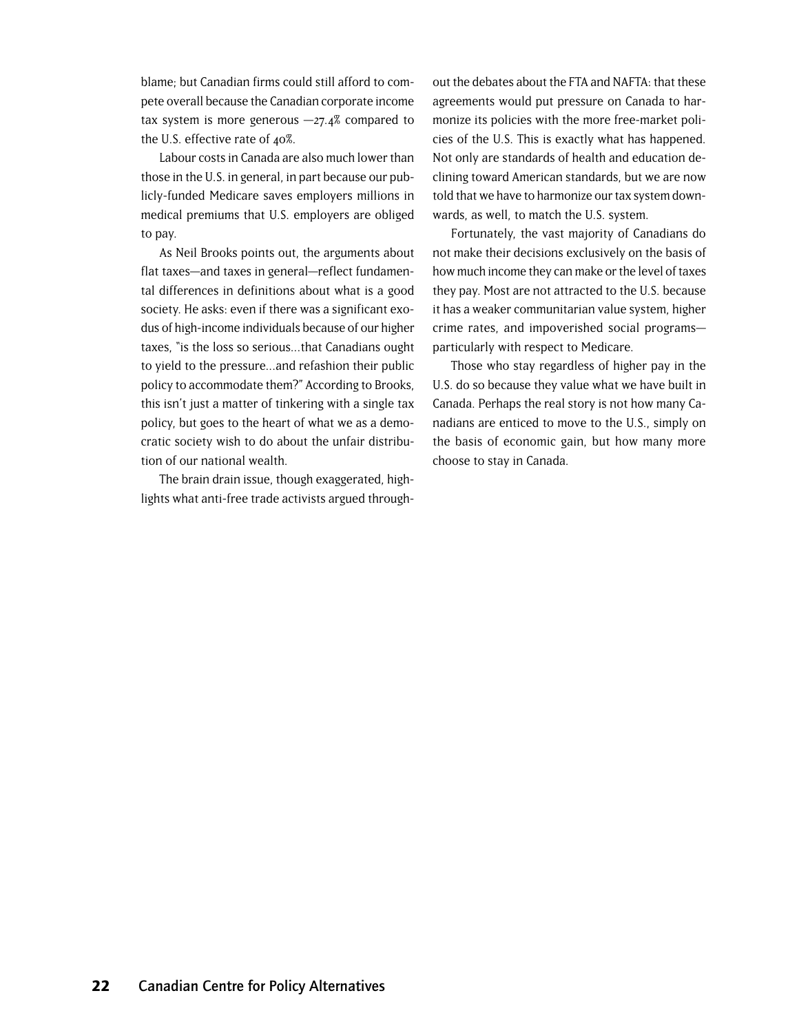blame; but Canadian firms could still afford to compete overall because the Canadian corporate income tax system is more generous —27.4% compared to the U.S. effective rate of 40%.

Labour costs in Canada are also much lower than those in the U.S. in general, in part because our publicly-funded Medicare saves employers millions in medical premiums that U.S. employers are obliged to pay.

As Neil Brooks points out, the arguments about flat taxes—and taxes in general—reflect fundamental differences in definitions about what is a good society. He asks: even if there was a significant exodus of high-income individuals because of our higher taxes, "is the loss so serious…that Canadians ought to yield to the pressure…and refashion their public policy to accommodate them?" According to Brooks, this isn't just a matter of tinkering with a single tax policy, but goes to the heart of what we as a democratic society wish to do about the unfair distribution of our national wealth.

The brain drain issue, though exaggerated, highlights what anti-free trade activists argued throughout the debates about the FTA and NAFTA: that these agreements would put pressure on Canada to harmonize its policies with the more free-market policies of the U.S. This is exactly what has happened. Not only are standards of health and education declining toward American standards, but we are now told that we have to harmonize our tax system downwards, as well, to match the U.S. system.

Fortunately, the vast majority of Canadians do not make their decisions exclusively on the basis of how much income they can make or the level of taxes they pay. Most are not attracted to the U.S. because it has a weaker communitarian value system, higher crime rates, and impoverished social programs—particularly with respect to Medicare.

Those who stay regardless of higher pay in the U.S. do so because they value what we have built in Canada. Perhaps the real story is not how many Canadians are enticed to move to the U.S., simply on the basis of economic gain, but how many more choose to stay in Canada.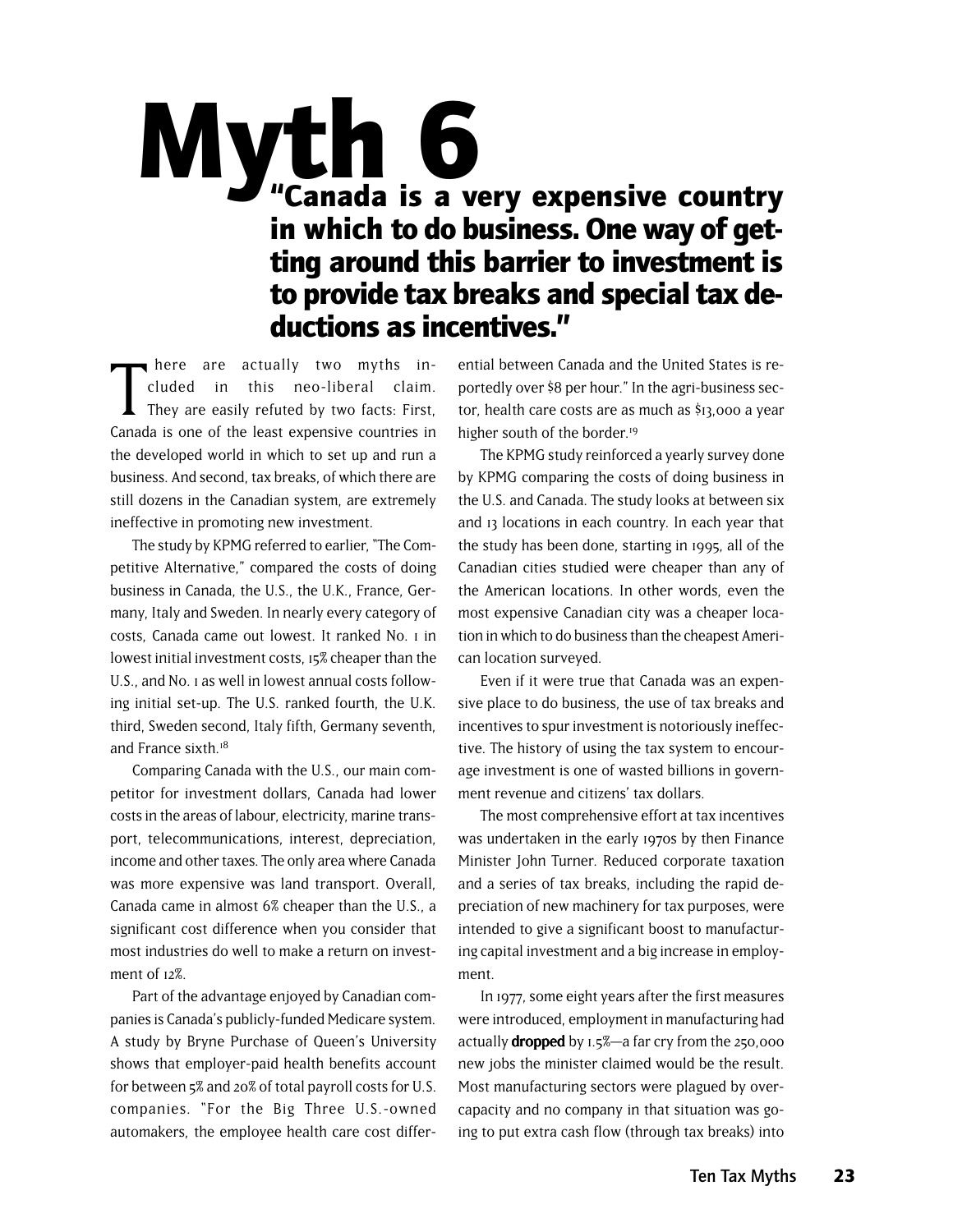# Myth 6

## "Canada is a very expensive country in which to do business. One way of getting around this barrier to investment is to provide tax breaks and special tax deductions as incentives."

There are actually two myths included in this neo-liberal claim. They are easily refuted by two facts: First, Canada is one of the least expensive countries in the developed world in which to set up and run a business. And second, tax breaks, of which there are still dozens in the Canadian system, are extremely ineffective in promoting new investment.

The study by KPMG referred to earlier, "The Competitive Alternative," compared the costs of doing business in Canada, the U.S., the U.K., France, Germany, Italy and Sweden. In nearly every category of costs, Canada came out lowest. It ranked No. 1 in lowest initial investment costs, 15% cheaper than the U.S., and No. 1 as well in lowest annual costs following initial set-up. The U.S. ranked fourth, the U.K. third, Sweden second, Italy fifth, Germany seventh, and France sixth.[18]

Comparing Canada with the U.S., our main competitor for investment dollars, Canada had lower costs in the areas of labour, electricity, marine transport, telecommunications, interest, depreciation, income and other taxes. The only area where Canada was more expensive was land transport. Overall, Canada came in almost 6% cheaper than the U.S., a significant cost difference when you consider that most industries do well to make a return on investment of 12%.

Part of the advantage enjoyed by Canadian companies is Canada's publicly-funded Medicare system. A study by Bryne Purchase of Queen's University shows that employer-paid health benefits account for between 5% and 20% of total payroll costs for U.S. companies. "For the Big Three U.S.-owned automakers, the employee health care cost differential between Canada and the United States is reportedly over $8 per hour." In the agri-business sector, health care costs are as much as $13,000 a year higher south of the border.[19]

The KPMG study reinforced a yearly survey done by KPMG comparing the costs of doing business in the U.S. and Canada. The study looks at between six and 13 locations in each country. In each year that the study has been done, starting in 1995, all of the Canadian cities studied were cheaper than any of the American locations. In other words, even the most expensive Canadian city was a cheaper location in which to do business than the cheapest American location surveyed.

Even if it were true that Canada was an expensive place to do business, the use of tax breaks and incentives to spur investment is notoriously ineffective. The history of using the tax system to encourage investment is one of wasted billions in government revenue and citizens' tax dollars.

The most comprehensive effort at tax incentives was undertaken in the early 1970s by then Finance Minister John Turner. Reduced corporate taxation and a series of tax breaks, including the rapid depreciation of new machinery for tax purposes, were intended to give a significant boost to manufacturing capital investment and a big increase in employment.

In 1977, some eight years after the first measures were introduced, employment in manufacturing had actually **dropped** by 1.5%—a far cry from the 250,000 new jobs the minister claimed would be the result. Most manufacturing sectors were plagued by overcapacity and no company in that situation was going to put extra cash flow (through tax breaks) into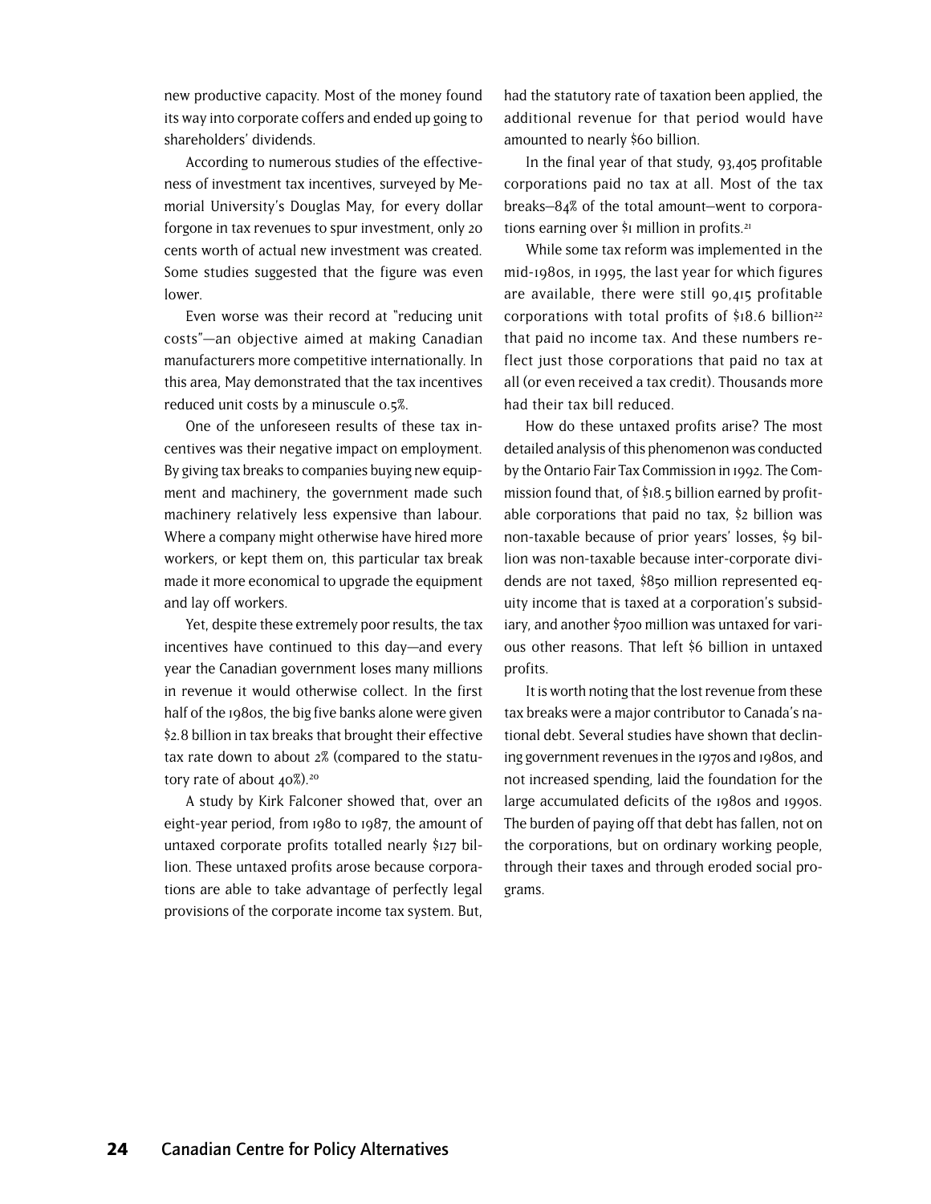new productive capacity. Most of the money found its way into corporate coffers and ended up going to shareholders' dividends.

According to numerous studies of the effectiveness of investment tax incentives, surveyed by Memorial University's Douglas May, for every dollar forgone in tax revenues to spur investment, only 20 cents worth of actual new investment was created. Some studies suggested that the figure was even lower.

Even worse was their record at "reducing unit costs"—an objective aimed at making Canadian manufacturers more competitive internationally. In this area, May demonstrated that the tax incentives reduced unit costs by a minuscule 0.5%.

One of the unforeseen results of these tax incentives was their negative impact on employment. By giving tax breaks to companies buying new equipment and machinery, the government made such machinery relatively less expensive than labour. Where a company might otherwise have hired more workers, or kept them on, this particular tax break made it more economical to upgrade the equipment and lay off workers.

Yet, despite these extremely poor results, the tax incentives have continued to this day—and every year the Canadian government loses many millions in revenue it would otherwise collect. In the first half of the 1980s, the big five banks alone were given $2.8 billion in tax breaks that brought their effective tax rate down to about 2% (compared to the statutory rate of about 40%).[20]

A study by Kirk Falconer showed that, over an eight-year period, from 1980 to 1987, the amount of untaxed corporate profits totalled nearly $127 billion. These untaxed profits arose because corporations are able to take advantage of perfectly legal provisions of the corporate income tax system. But, had the statutory rate of taxation been applied, the additional revenue for that period would have amounted to nearly $60 billion.

In the final year of that study, 93,405 profitable corporations paid no tax at all. Most of the tax breaks—84% of the total amount—went to corporations earning over $1 million in profits.[21]

While some tax reform was implemented in the mid-1980s, in 1995, the last year for which figures are available, there were still 90,415 profitable corporations with total profits of $18.6 billion[22] that paid no income tax. And these numbers reflect just those corporations that paid no tax at all (or even received a tax credit). Thousands more had their tax bill reduced.

How do these untaxed profits arise? The most detailed analysis of this phenomenon was conducted by the Ontario Fair Tax Commission in 1992. The Commission found that, of $18.5 billion earned by profitable corporations that paid no tax, $2 billion was non-taxable because of prior years' losses, $9 billion was non-taxable because inter-corporate dividends are not taxed, $850 million represented equity income that is taxed at a corporation's subsidiary, and another $700 million was untaxed for various other reasons. That left $6 billion in untaxed profits.

It is worth noting that the lost revenue from these tax breaks were a major contributor to Canada's national debt. Several studies have shown that declining government revenues in the 1970s and 1980s, and not increased spending, laid the foundation for the large accumulated deficits of the 1980s and 1990s. The burden of paying off that debt has fallen, not on the corporations, but on ordinary working people, through their taxes and through eroded social programs.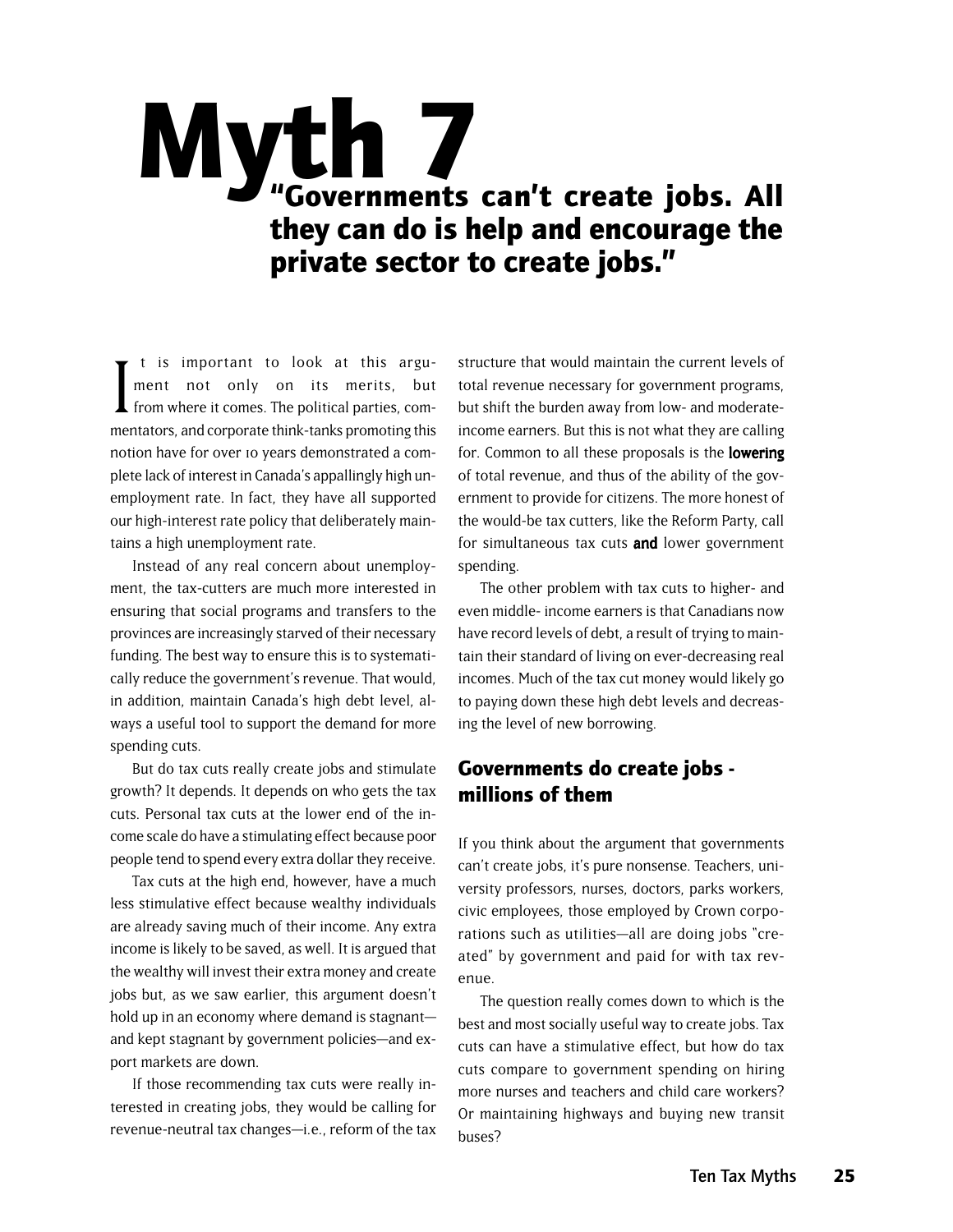# Myth 7

## "Governments can't create jobs. All they can do is help and encourage the private sector to create jobs."

It is important to look at this argument not only on its merits, but from where it comes. The political parties, commentators, and corporate think-tanks promoting this notion have for over 10 years demonstrated a complete lack of interest in Canada's appallingly high unemployment rate. In fact, they have all supported our high-interest rate policy that deliberately maintains a high unemployment rate.

Instead of any real concern about unemployment, the tax-cutters are much more interested in ensuring that social programs and transfers to the provinces are increasingly starved of their necessary funding. The best way to ensure this is to systematically reduce the government's revenue. That would, in addition, maintain Canada's high debt level, always a useful tool to support the demand for more spending cuts.

But do tax cuts really create jobs and stimulate growth? It depends. It depends on who gets the tax cuts. Personal tax cuts at the lower end of the income scale do have a stimulating effect because poor people tend to spend every extra dollar they receive.

Tax cuts at the high end, however, have a much less stimulative effect because wealthy individuals are already saving much of their income. Any extra income is likely to be saved, as well. It is argued that the wealthy will invest their extra money and create jobs but, as we saw earlier, this argument doesn't hold up in an economy where demand is stagnant—and kept stagnant by government policies—and export markets are down.

If those recommending tax cuts were really interested in creating jobs, they would be calling for revenue-neutral tax changes—i.e., reform of the tax structure that would maintain the current levels of total revenue necessary for government programs, but shift the burden away from low- and moderate-income earners. But this is not what they are calling for. Common to all these proposals is the **lowering** of total revenue, and thus of the ability of the government to provide for citizens. The more honest of the would-be tax cutters, like the Reform Party, call for simultaneous tax cuts **and** lower government spending.

The other problem with tax cuts to higher- and even middle- income earners is that Canadians now have record levels of debt, a result of trying to maintain their standard of living on ever-decreasing real incomes. Much of the tax cut money would likely go to paying down these high debt levels and decreasing the level of new borrowing.

### Governments do create jobs - millions of them

If you think about the argument that governments can't create jobs, it's pure nonsense. Teachers, university professors, nurses, doctors, parks workers, civic employees, those employed by Crown corporations such as utilities—all are doing jobs "created" by government and paid for with tax revenue.

The question really comes down to which is the best and most socially useful way to create jobs. Tax cuts can have a stimulative effect, but how do tax cuts compare to government spending on hiring more nurses and teachers and child care workers? Or maintaining highways and buying new transit buses?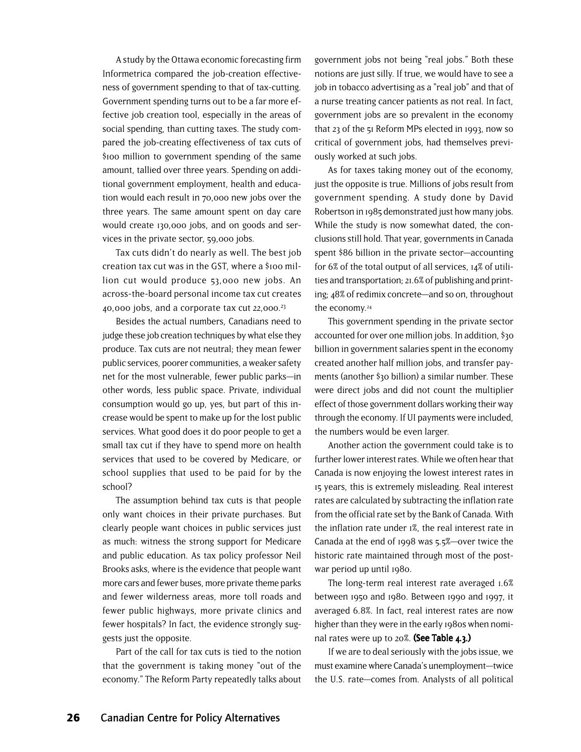A study by the Ottawa economic forecasting firm Informetrica compared the job-creation effectiveness of government spending to that of tax-cutting. Government spending turns out to be a far more effective job creation tool, especially in the areas of social spending, than cutting taxes. The study compared the job-creating effectiveness of tax cuts of $100 million to government spending of the same amount, tallied over three years. Spending on additional government employment, health and education would each result in 70,000 new jobs over the three years. The same amount spent on day care would create 130,000 jobs, and on goods and services in the private sector, 59,000 jobs.

Tax cuts didn't do nearly as well. The best job creation tax cut was in the GST, where a $100 million cut would produce 53,000 new jobs. An across-the-board personal income tax cut creates 40,000 jobs, and a corporate tax cut 22,000.[23]

Besides the actual numbers, Canadians need to judge these job creation techniques by what else they produce. Tax cuts are not neutral; they mean fewer public services, poorer communities, a weaker safety net for the most vulnerable, fewer public parks—in other words, less public space. Private, individual consumption would go up, yes, but part of this increase would be spent to make up for the lost public services. What good does it do poor people to get a small tax cut if they have to spend more on health services that used to be covered by Medicare, or school supplies that used to be paid for by the school?

The assumption behind tax cuts is that people only want choices in their private purchases. But clearly people want choices in public services just as much: witness the strong support for Medicare and public education. As tax policy professor Neil Brooks asks, where is the evidence that people want more cars and fewer buses, more private theme parks and fewer wilderness areas, more toll roads and fewer public highways, more private clinics and fewer hospitals? In fact, the evidence strongly suggests just the opposite.

Part of the call for tax cuts is tied to the notion that the government is taking money "out of the economy." The Reform Party repeatedly talks about government jobs not being "real jobs." Both these notions are just silly. If true, we would have to see a job in tobacco advertising as a "real job" and that of a nurse treating cancer patients as not real. In fact, government jobs are so prevalent in the economy that 23 of the 51 Reform MPs elected in 1993, now so critical of government jobs, had themselves previously worked at such jobs.

As for taxes taking money out of the economy, just the opposite is true. Millions of jobs result from government spending. A study done by David Robertson in 1985 demonstrated just how many jobs. While the study is now somewhat dated, the conclusions still hold. That year, governments in Canada spent $86 billion in the private sector—accounting for 6% of the total output of all services, 14% of utilities and transportation; 21.6% of publishing and printing; 48% of redimix concrete—and so on, throughout the economy.[24]

This government spending in the private sector accounted for over one million jobs. In addition, $30 billion in government salaries spent in the economy created another half million jobs, and transfer payments (another $30 billion) a similar number. These were direct jobs and did not count the multiplier effect of those government dollars working their way through the economy. If UI payments were included, the numbers would be even larger.

Another action the government could take is to further lower interest rates. While we often hear that Canada is now enjoying the lowest interest rates in 15 years, this is extremely misleading. Real interest rates are calculated by subtracting the inflation rate from the official rate set by the Bank of Canada. With the inflation rate under 1%, the real interest rate in Canada at the end of 1998 was 5.5%—over twice the historic rate maintained through most of the post-war period up until 1980.

The long-term real interest rate averaged 1.6% between 1950 and 1980. Between 1990 and 1997, it averaged 6.8%. In fact, real interest rates are now higher than they were in the early 1980s when nominal rates were up to 20%. **(See Table 4.3.)**

If we are to deal seriously with the jobs issue, we must examine where Canada's unemployment—twice the U.S. rate—comes from. Analysts of all political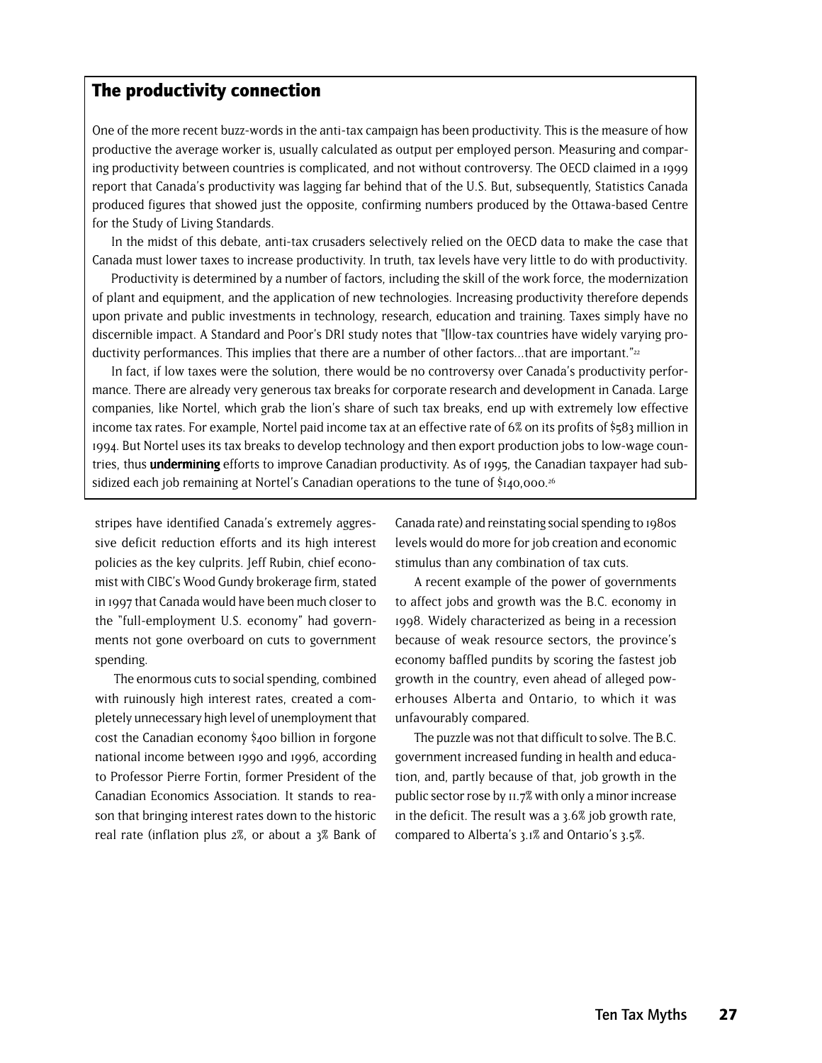## The productivity connection

One of the more recent buzz-words in the anti-tax campaign has been productivity. This is the measure of how productive the average worker is, usually calculated as output per employed person. Measuring and comparing productivity between countries is complicated, and not without controversy. The OECD claimed in a 1999 report that Canada's productivity was lagging far behind that of the U.S. But, subsequently, Statistics Canada produced figures that showed just the opposite, confirming numbers produced by the Ottawa-based Centre for the Study of Living Standards.

In the midst of this debate, anti-tax crusaders selectively relied on the OECD data to make the case that Canada must lower taxes to increase productivity. In truth, tax levels have very little to do with productivity.

Productivity is determined by a number of factors, including the skill of the work force, the modernization of plant and equipment, and the application of new technologies. Increasing productivity therefore depends upon private and public investments in technology, research, education and training. Taxes simply have no discernible impact. A Standard and Poor's DRI study notes that "[l]ow-tax countries have widely varying productivity performances. This implies that there are a number of other factors…that are important."[22]

In fact, if low taxes were the solution, there would be no controversy over Canada's productivity performance. There are already very generous tax breaks for corporate research and development in Canada. Large companies, like Nortel, which grab the lion's share of such tax breaks, end up with extremely low effective income tax rates. For example, Nortel paid income tax at an effective rate of 6% on its profits of $583 million in 1994. But Nortel uses its tax breaks to develop technology and then export production jobs to low-wage countries, thus **undermining** efforts to improve Canadian productivity. As of 1995, the Canadian taxpayer had subsidized each job remaining at Nortel's Canadian operations to the tune of $140,000.[26]

stripes have identified Canada's extremely aggressive deficit reduction efforts and its high interest policies as the key culprits. Jeff Rubin, chief economist with CIBC's Wood Gundy brokerage firm, stated in 1997 that Canada would have been much closer to the "full-employment U.S. economy" had governments not gone overboard on cuts to government spending.

The enormous cuts to social spending, combined with ruinously high interest rates, created a completely unnecessary high level of unemployment that cost the Canadian economy $400 billion in forgone national income between 1990 and 1996, according to Professor Pierre Fortin, former President of the Canadian Economics Association. It stands to reason that bringing interest rates down to the historic real rate (inflation plus 2%, or about a 3% Bank of Canada rate) and reinstating social spending to 1980s levels would do more for job creation and economic stimulus than any combination of tax cuts.

A recent example of the power of governments to affect jobs and growth was the B.C. economy in 1998. Widely characterized as being in a recession because of weak resource sectors, the province's economy baffled pundits by scoring the fastest job growth in the country, even ahead of alleged powerhouses Alberta and Ontario, to which it was unfavourably compared.

The puzzle was not that difficult to solve. The B.C. government increased funding in health and education, and, partly because of that, job growth in the public sector rose by 11.7% with only a minor increase in the deficit. The result was a 3.6% job growth rate, compared to Alberta's 3.1% and Ontario's 3.5%.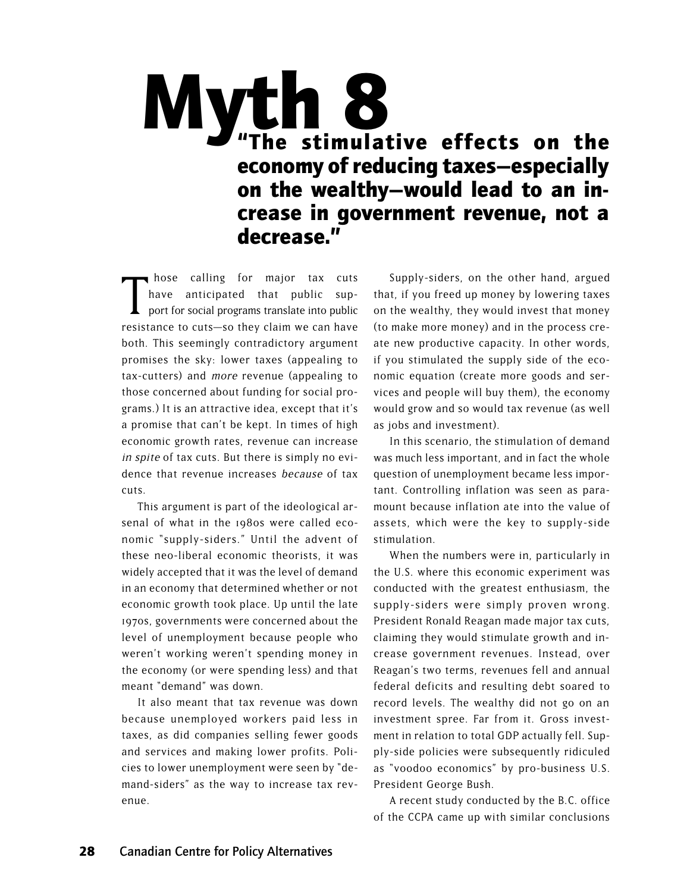# Myth 8

## "The stimulative effects on the economy of reducing taxes—especially on the wealthy—would lead to an increase in government revenue, not a decrease."

Those calling for major tax cuts have anticipated that public support for social programs translate into public resistance to cuts—so they claim we can have both. This seemingly contradictory argument promises the sky: lower taxes (appealing to tax-cutters) and *more* revenue (appealing to those concerned about funding for social programs.) It is an attractive idea, except that it's a promise that can't be kept. In times of high economic growth rates, revenue can increase *in spite* of tax cuts. But there is simply no evidence that revenue increases *because* of tax cuts.

This argument is part of the ideological arsenal of what in the 1980s were called economic "supply-siders." Until the advent of these neo-liberal economic theorists, it was widely accepted that it was the level of demand in an economy that determined whether or not economic growth took place. Up until the late 1970s, governments were concerned about the level of unemployment because people who weren't working weren't spending money in the economy (or were spending less) and that meant "demand" was down.

It also meant that tax revenue was down because unemployed workers paid less in taxes, as did companies selling fewer goods and services and making lower profits. Policies to lower unemployment were seen by "demand-siders" as the way to increase tax revenue.

Supply-siders, on the other hand, argued that, if you freed up money by lowering taxes on the wealthy, they would invest that money (to make more money) and in the process create new productive capacity. In other words, if you stimulated the supply side of the economic equation (create more goods and services and people will buy them), the economy would grow and so would tax revenue (as well as jobs and investment).

In this scenario, the stimulation of demand was much less important, and in fact the whole question of unemployment became less important. Controlling inflation was seen as paramount because inflation ate into the value of assets, which were the key to supply-side stimulation.

When the numbers were in, particularly in the U.S. where this economic experiment was conducted with the greatest enthusiasm, the supply-siders were simply proven wrong. President Ronald Reagan made major tax cuts, claiming they would stimulate growth and increase government revenues. Instead, over Reagan's two terms, revenues fell and annual federal deficits and resulting debt soared to record levels. The wealthy did not go on an investment spree. Far from it. Gross investment in relation to total GDP actually fell. Supply-side policies were subsequently ridiculed as "voodoo economics" by pro-business U.S. President George Bush.

A recent study conducted by the B.C. office of the CCPA came up with similar conclusions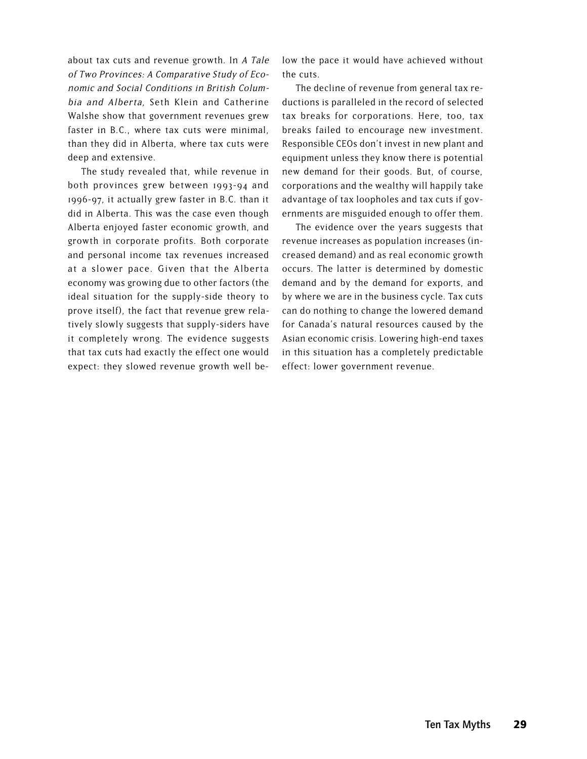about tax cuts and revenue growth. In *A Tale of Two Provinces: A Comparative Study of Economic and Social Conditions in British Columbia and Alberta,* Seth Klein and Catherine Walshe show that government revenues grew faster in B.C., where tax cuts were minimal, than they did in Alberta, where tax cuts were deep and extensive.

The study revealed that, while revenue in both provinces grew between 1993-94 and 1996-97, it actually grew faster in B.C. than it did in Alberta. This was the case even though Alberta enjoyed faster economic growth, and growth in corporate profits. Both corporate and personal income tax revenues increased at a slower pace. Given that the Alberta economy was growing due to other factors (the ideal situation for the supply-side theory to prove itself), the fact that revenue grew relatively slowly suggests that supply-siders have it completely wrong. The evidence suggests that tax cuts had exactly the effect one would expect: they slowed revenue growth well below the pace it would have achieved without the cuts.

The decline of revenue from general tax reductions is paralleled in the record of selected tax breaks for corporations. Here, too, tax breaks failed to encourage new investment. Responsible CEOs don't invest in new plant and equipment unless they know there is potential new demand for their goods. But, of course, corporations and the wealthy will happily take advantage of tax loopholes and tax cuts if governments are misguided enough to offer them.

The evidence over the years suggests that revenue increases as population increases (increased demand) and as real economic growth occurs. The latter is determined by domestic demand and by the demand for exports, and by where we are in the business cycle. Tax cuts can do nothing to change the lowered demand for Canada's natural resources caused by the Asian economic crisis. Lowering high-end taxes in this situation has a completely predictable effect: lower government revenue.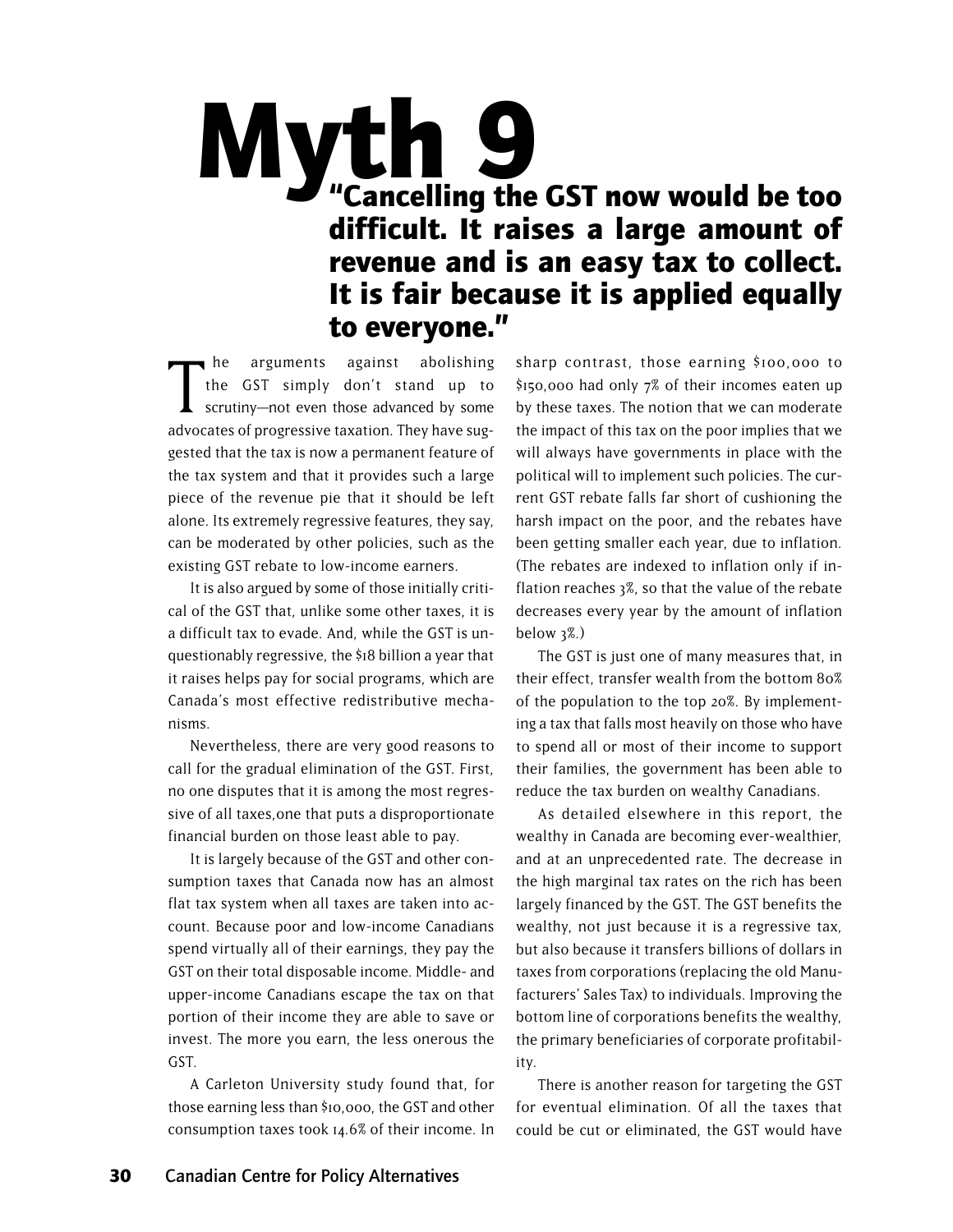# Myth 9

## "Cancelling the GST now would be too difficult. It raises a large amount of revenue and is an easy tax to collect. It is fair because it is applied equally to everyone."

The arguments against abolishing the GST simply don't stand up to scrutiny—not even those advanced by some advocates of progressive taxation. They have suggested that the tax is now a permanent feature of the tax system and that it provides such a large piece of the revenue pie that it should be left alone. Its extremely regressive features, they say, can be moderated by other policies, such as the existing GST rebate to low-income earners.

It is also argued by some of those initially critical of the GST that, unlike some other taxes, it is a difficult tax to evade. And, while the GST is unquestionably regressive, the $18 billion a year that it raises helps pay for social programs, which are Canada's most effective redistributive mechanisms.

Nevertheless, there are very good reasons to call for the gradual elimination of the GST. First, no one disputes that it is among the most regressive of all taxes,one that puts a disproportionate financial burden on those least able to pay.

It is largely because of the GST and other consumption taxes that Canada now has an almost flat tax system when all taxes are taken into account. Because poor and low-income Canadians spend virtually all of their earnings, they pay the GST on their total disposable income. Middle- and upper-income Canadians escape the tax on that portion of their income they are able to save or invest. The more you earn, the less onerous the GST.

A Carleton University study found that, for those earning less than $10,000, the GST and other consumption taxes took 14.6% of their income. In sharp contrast, those earning $100,000 to $150,000 had only 7% of their incomes eaten up by these taxes. The notion that we can moderate the impact of this tax on the poor implies that we will always have governments in place with the political will to implement such policies. The current GST rebate falls far short of cushioning the harsh impact on the poor, and the rebates have been getting smaller each year, due to inflation. (The rebates are indexed to inflation only if inflation reaches 3%, so that the value of the rebate decreases every year by the amount of inflation below 3%.)

The GST is just one of many measures that, in their effect, transfer wealth from the bottom 80% of the population to the top 20%. By implementing a tax that falls most heavily on those who have to spend all or most of their income to support their families, the government has been able to reduce the tax burden on wealthy Canadians.

As detailed elsewhere in this report, the wealthy in Canada are becoming ever-wealthier, and at an unprecedented rate. The decrease in the high marginal tax rates on the rich has been largely financed by the GST. The GST benefits the wealthy, not just because it is a regressive tax, but also because it transfers billions of dollars in taxes from corporations (replacing the old Manufacturers' Sales Tax) to individuals. Improving the bottom line of corporations benefits the wealthy, the primary beneficiaries of corporate profitability.

There is another reason for targeting the GST for eventual elimination. Of all the taxes that could be cut or eliminated, the GST would have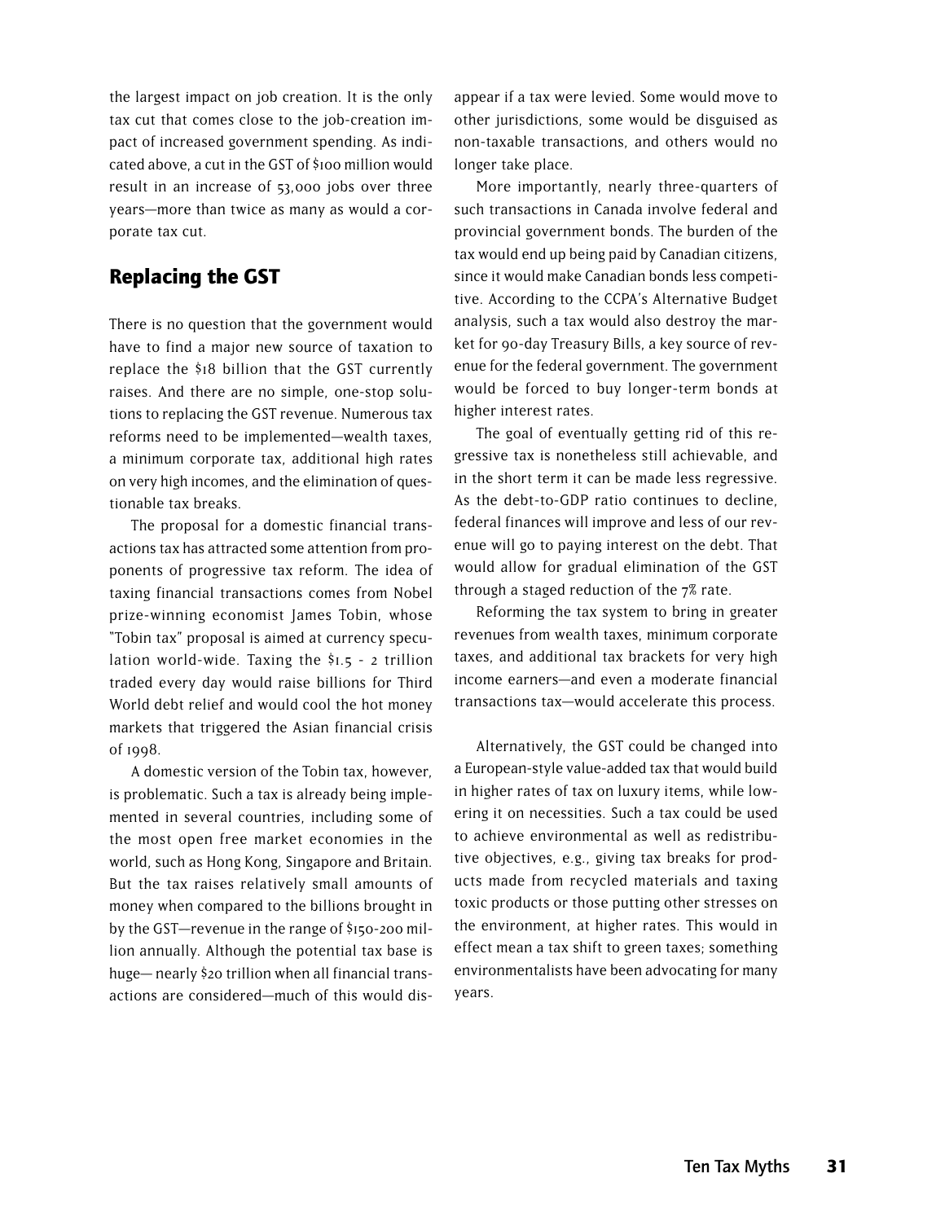the largest impact on job creation. It is the only tax cut that comes close to the job-creation impact of increased government spending. As indicated above, a cut in the GST of $100 million would result in an increase of 53,000 jobs over three years—more than twice as many as would a corporate tax cut.

## Replacing the GST

There is no question that the government would have to find a major new source of taxation to replace the $18 billion that the GST currently raises. And there are no simple, one-stop solutions to replacing the GST revenue. Numerous tax reforms need to be implemented—wealth taxes, a minimum corporate tax, additional high rates on very high incomes, and the elimination of questionable tax breaks.

The proposal for a domestic financial transactions tax has attracted some attention from proponents of progressive tax reform. The idea of taxing financial transactions comes from Nobel prize-winning economist James Tobin, whose "Tobin tax" proposal is aimed at currency speculation world-wide. Taxing the $1.5 - 2 trillion traded every day would raise billions for Third World debt relief and would cool the hot money markets that triggered the Asian financial crisis of 1998.

A domestic version of the Tobin tax, however, is problematic. Such a tax is already being implemented in several countries, including some of the most open free market economies in the world, such as Hong Kong, Singapore and Britain. But the tax raises relatively small amounts of money when compared to the billions brought in by the GST—revenue in the range of $150-200 million annually. Although the potential tax base is huge— nearly $20 trillion when all financial transactions are considered—much of this would disappear if a tax were levied. Some would move to other jurisdictions, some would be disguised as non-taxable transactions, and others would no longer take place.

More importantly, nearly three-quarters of such transactions in Canada involve federal and provincial government bonds. The burden of the tax would end up being paid by Canadian citizens, since it would make Canadian bonds less competitive. According to the CCPA's Alternative Budget analysis, such a tax would also destroy the market for 90-day Treasury Bills, a key source of revenue for the federal government. The government would be forced to buy longer-term bonds at higher interest rates.

The goal of eventually getting rid of this regressive tax is nonetheless still achievable, and in the short term it can be made less regressive. As the debt-to-GDP ratio continues to decline, federal finances will improve and less of our revenue will go to paying interest on the debt. That would allow for gradual elimination of the GST through a staged reduction of the 7% rate.

Reforming the tax system to bring in greater revenues from wealth taxes, minimum corporate taxes, and additional tax brackets for very high income earners—and even a moderate financial transactions tax—would accelerate this process.

Alternatively, the GST could be changed into a European-style value-added tax that would build in higher rates of tax on luxury items, while lowering it on necessities. Such a tax could be used to achieve environmental as well as redistributive objectives, e.g., giving tax breaks for products made from recycled materials and taxing toxic products or those putting other stresses on the environment, at higher rates. This would in effect mean a tax shift to green taxes; something environmentalists have been advocating for many years.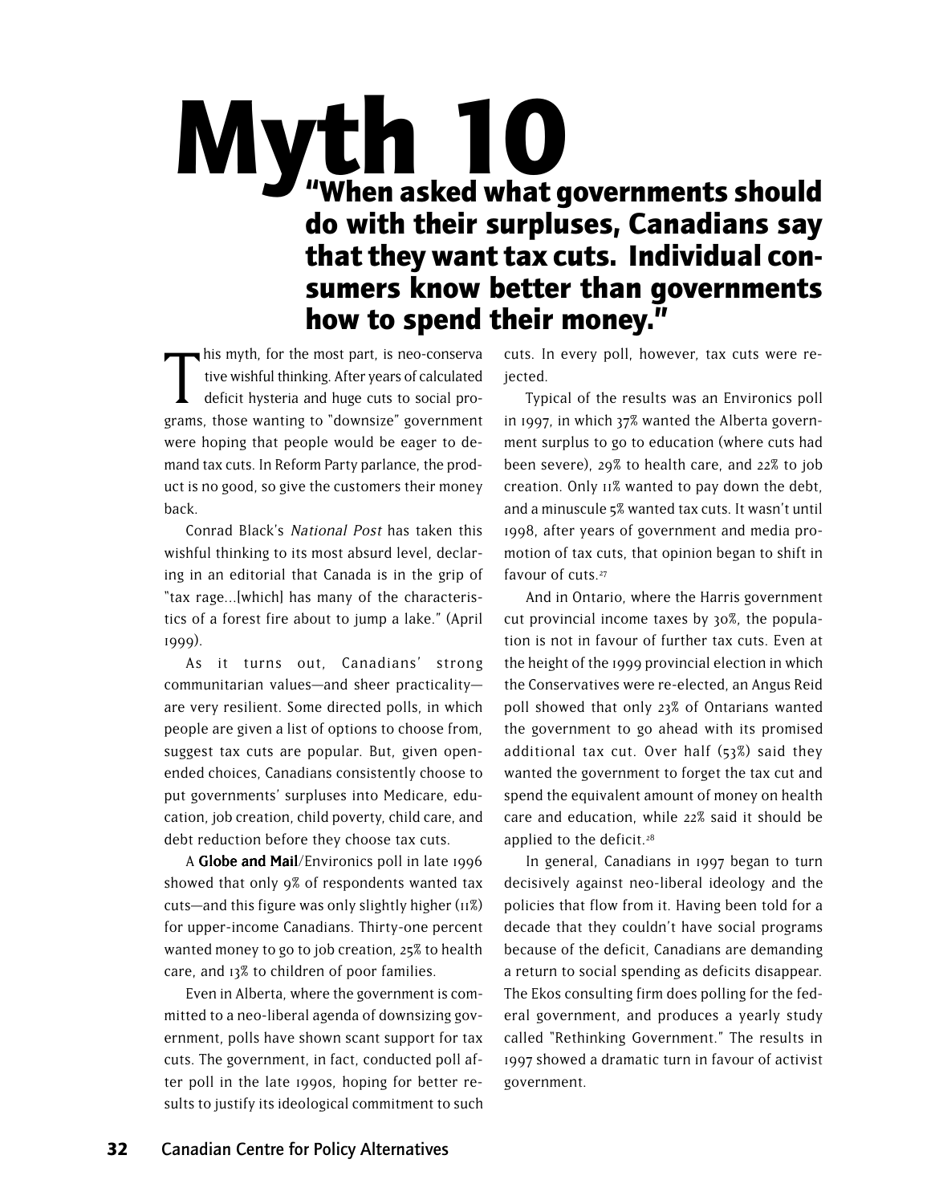# Myth 10

## "When asked what governments should do with their surpluses, Canadians say that they want tax cuts. Individual consumers know better than governments how to spend their money."

This myth, for the most part, is neo-conservative wishful thinking. After years of calculated deficit hysteria and huge cuts to social programs, those wanting to "downsize" government were hoping that people would be eager to demand tax cuts. In Reform Party parlance, the product is no good, so give the customers their money back.

Conrad Black's *National Post* has taken this wishful thinking to its most absurd level, declaring in an editorial that Canada is in the grip of "tax rage...[which] has many of the characteristics of a forest fire about to jump a lake." (April 1999).

As it turns out, Canadians' strong communitarian values—and sheer practicality—are very resilient. Some directed polls, in which people are given a list of options to choose from, suggest tax cuts are popular. But, given open-ended choices, Canadians consistently choose to put governments' surpluses into Medicare, education, job creation, child poverty, child care, and debt reduction before they choose tax cuts.

A **Globe and Mail**/Environics poll in late 1996 showed that only 9% of respondents wanted tax cuts—and this figure was only slightly higher (11%) for upper-income Canadians. Thirty-one percent wanted money to go to job creation, 25% to health care, and 13% to children of poor families.

Even in Alberta, where the government is committed to a neo-liberal agenda of downsizing government, polls have shown scant support for tax cuts. The government, in fact, conducted poll after poll in the late 1990s, hoping for better results to justify its ideological commitment to such cuts. In every poll, however, tax cuts were rejected.

Typical of the results was an Environics poll in 1997, in which 37% wanted the Alberta government surplus to go to education (where cuts had been severe), 29% to health care, and 22% to job creation. Only 11% wanted to pay down the debt, and a minuscule 5% wanted tax cuts. It wasn't until 1998, after years of government and media promotion of tax cuts, that opinion began to shift in favour of cuts.[27]

And in Ontario, where the Harris government cut provincial income taxes by 30%, the population is not in favour of further tax cuts. Even at the height of the 1999 provincial election in which the Conservatives were re-elected, an Angus Reid poll showed that only 23% of Ontarians wanted the government to go ahead with its promised additional tax cut. Over half (53%) said they wanted the government to forget the tax cut and spend the equivalent amount of money on health care and education, while 22% said it should be applied to the deficit.[28]

In general, Canadians in 1997 began to turn decisively against neo-liberal ideology and the policies that flow from it. Having been told for a decade that they couldn't have social programs because of the deficit, Canadians are demanding a return to social spending as deficits disappear. The Ekos consulting firm does polling for the federal government, and produces a yearly study called "Rethinking Government." The results in 1997 showed a dramatic turn in favour of activist government.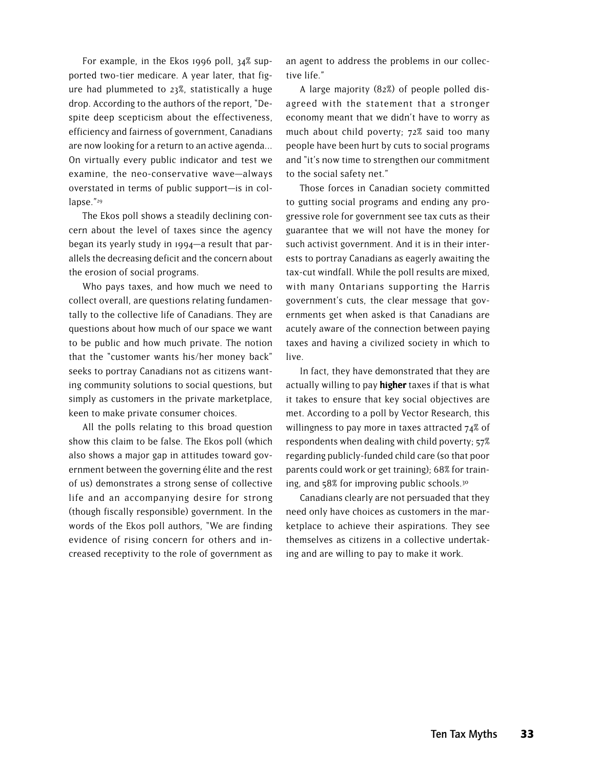For example, in the Ekos 1996 poll, 34% supported two-tier medicare. A year later, that figure had plummeted to 23%, statistically a huge drop. According to the authors of the report, "Despite deep scepticism about the effectiveness, efficiency and fairness of government, Canadians are now looking for a return to an active agenda... On virtually every public indicator and test we examine, the neo-conservative wave—always overstated in terms of public support—is in collapse."[29]

The Ekos poll shows a steadily declining concern about the level of taxes since the agency began its yearly study in 1994—a result that parallels the decreasing deficit and the concern about the erosion of social programs.

Who pays taxes, and how much we need to collect overall, are questions relating fundamentally to the collective life of Canadians. They are questions about how much of our space we want to be public and how much private. The notion that the "customer wants his/her money back" seeks to portray Canadians not as citizens wanting community solutions to social questions, but simply as customers in the private marketplace, keen to make private consumer choices.

All the polls relating to this broad question show this claim to be false. The Ekos poll (which also shows a major gap in attitudes toward government between the governing élite and the rest of us) demonstrates a strong sense of collective life and an accompanying desire for strong (though fiscally responsible) government. In the words of the Ekos poll authors, "We are finding evidence of rising concern for others and increased receptivity to the role of government as an agent to address the problems in our collective life."

A large majority (82%) of people polled disagreed with the statement that a stronger economy meant that we didn't have to worry as much about child poverty; 72% said too many people have been hurt by cuts to social programs and "it's now time to strengthen our commitment to the social safety net."

Those forces in Canadian society committed to gutting social programs and ending any progressive role for government see tax cuts as their guarantee that we will not have the money for such activist government. And it is in their interests to portray Canadians as eagerly awaiting the tax-cut windfall. While the poll results are mixed, with many Ontarians supporting the Harris government's cuts, the clear message that governments get when asked is that Canadians are acutely aware of the connection between paying taxes and having a civilized society in which to live.

In fact, they have demonstrated that they are actually willing to pay **higher** taxes if that is what it takes to ensure that key social objectives are met. According to a poll by Vector Research, this willingness to pay more in taxes attracted 74% of respondents when dealing with child poverty; 57% regarding publicly-funded child care (so that poor parents could work or get training); 68% for training, and 58% for improving public schools.[30]

Canadians clearly are not persuaded that they need only have choices as customers in the marketplace to achieve their aspirations. They see themselves as citizens in a collective undertaking and are willing to pay to make it work.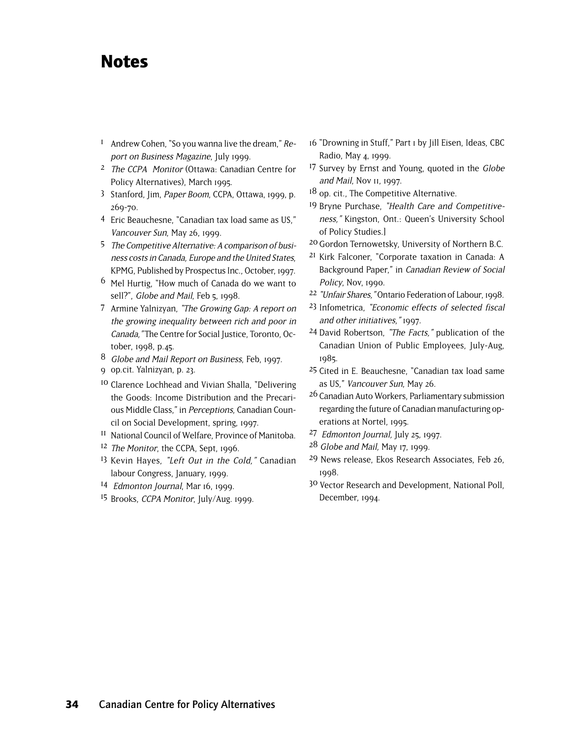# Notes

1 Andrew Cohen, "So you wanna live the dream," *Report on Business Magazine*, July 1999.

2 *The CCPA Monitor* (Ottawa: Canadian Centre for Policy Alternatives), March 1995.

3 Stanford, Jim, *Paper Boom*, CCPA, Ottawa, 1999, p. 269-70.

4 Eric Beauchesne, "Canadian tax load same as US," *Vancouver Sun*, May 26, 1999.

5 *The Competitive Alternative: A comparison of business costs in Canada, Europe and the United States*, KPMG, Published by Prospectus Inc., October, 1997.

6 Mel Hurtig, "How much of Canada do we want to sell?", *Globe and Mail*, Feb 5, 1998.

7 Armine Yalnizyan, *"The Growing Gap: A report on the growing inequality between rich and poor in Canada,"* The Centre for Social Justice, Toronto, October, 1998, p.45.

8 *Globe and Mail Report on Business*, Feb, 1997.

9 op.cit. Yalnizyan, p. 23.

10 Clarence Lochhead and Vivian Shalla, "Delivering the Goods: Income Distribution and the Precarious Middle Class," in *Perceptions*, Canadian Council on Social Development, spring, 1997.

11 National Council of Welfare, Province of Manitoba.

12 *The Monitor*, the CCPA, Sept, 1996.

13 Kevin Hayes, *"Left Out in the Cold,"* Canadian labour Congress, January, 1999.

14 *Edmonton Journal*, Mar 16, 1999.

15 Brooks, *CCPA Monitor*, July/Aug. 1999.

16 "Drowning in Stuff," Part 1 by Jill Eisen, Ideas, CBC Radio, May 4, 1999.

17 Survey by Ernst and Young, quoted in the *Globe and Mail*, Nov 11, 1997.

18 op. cit., The Competitive Alternative.

19 Bryne Purchase, *"Health Care and Competitiveness,"* Kingston, Ont.: Queen's University School of Policy Studies.]

20 Gordon Ternowetsky, University of Northern B.C.

21 Kirk Falconer, "Corporate taxation in Canada: A Background Paper," in *Canadian Review of Social Policy*, Nov, 1990.

22 *"Unfair Shares,"* Ontario Federation of Labour, 1998.

23 Infometrica, *"Economic effects of selected fiscal and other initiatives,"* 1997.

24 David Robertson, *"The Facts,"* publication of the Canadian Union of Public Employees, July-Aug, 1985.

25 Cited in E. Beauchesne, "Canadian tax load same as US," *Vancouver Sun*, May 26.

26 Canadian Auto Workers, Parliamentary submission regarding the future of Canadian manufacturing operations at Nortel, 1995.

27 *Edmonton Journal,* July 25, 1997.

28 *Globe and Mail,* May 17, 1999.

29 News release, Ekos Research Associates, Feb 26, 1998.

30 Vector Research and Development, National Poll, December, 1994.